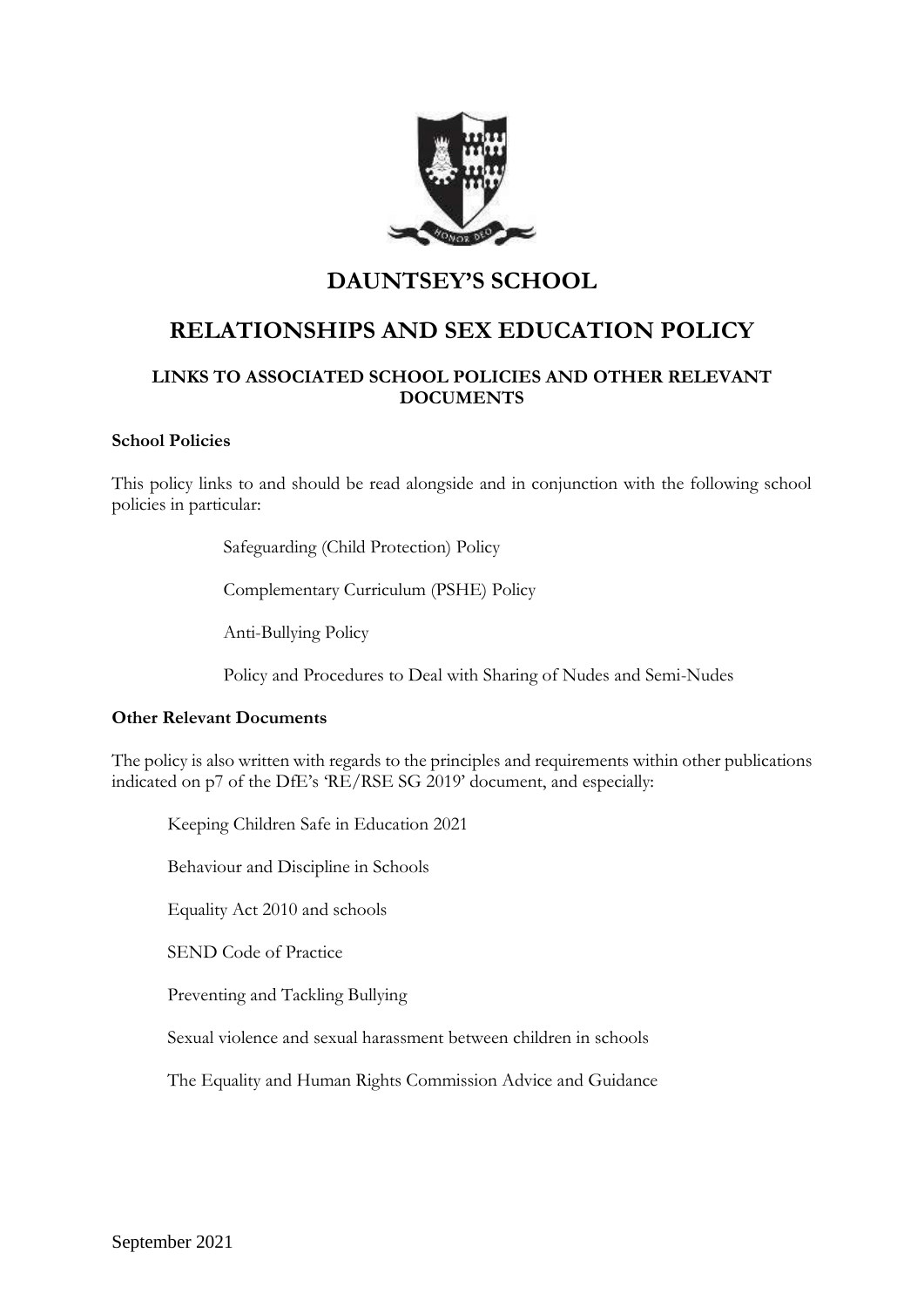# DAUNTSEY'S SCHOOL

# RELATIONSHIPS AND SEX EDUCATION POLICY

### LINKS TO ASSOCIATED SCHOOL POLICIES AND OTHER RELEVANT DOCUMENTS

**School Policies**

This policy links to and should be read alongside and in conjunction with the following school policies in particular:

Safeguarding (Child Protection) Policy

Complementary Curriculum (PSHE) Policy

Anti-Bullying Policy

Policy and Procedures to Deal with Sharing of Nudes and Semi-Nudes

**Other Relevant Documents**

The policy is also written with regards to the principles and requirements within other publications indicated on p7 of the DfE's 'RE/RSE SG 2019' document, and especially:

Keeping Children Safe in Education 2021

Behaviour and Discipline in Schools

Equality Act 2010 and schools

SEND Code of Practice

Preventing and Tackling Bullying

Sexual violence and sexual harassment between children in schools

The Equality and Human Rights Commission Advice and Guidance

September 2021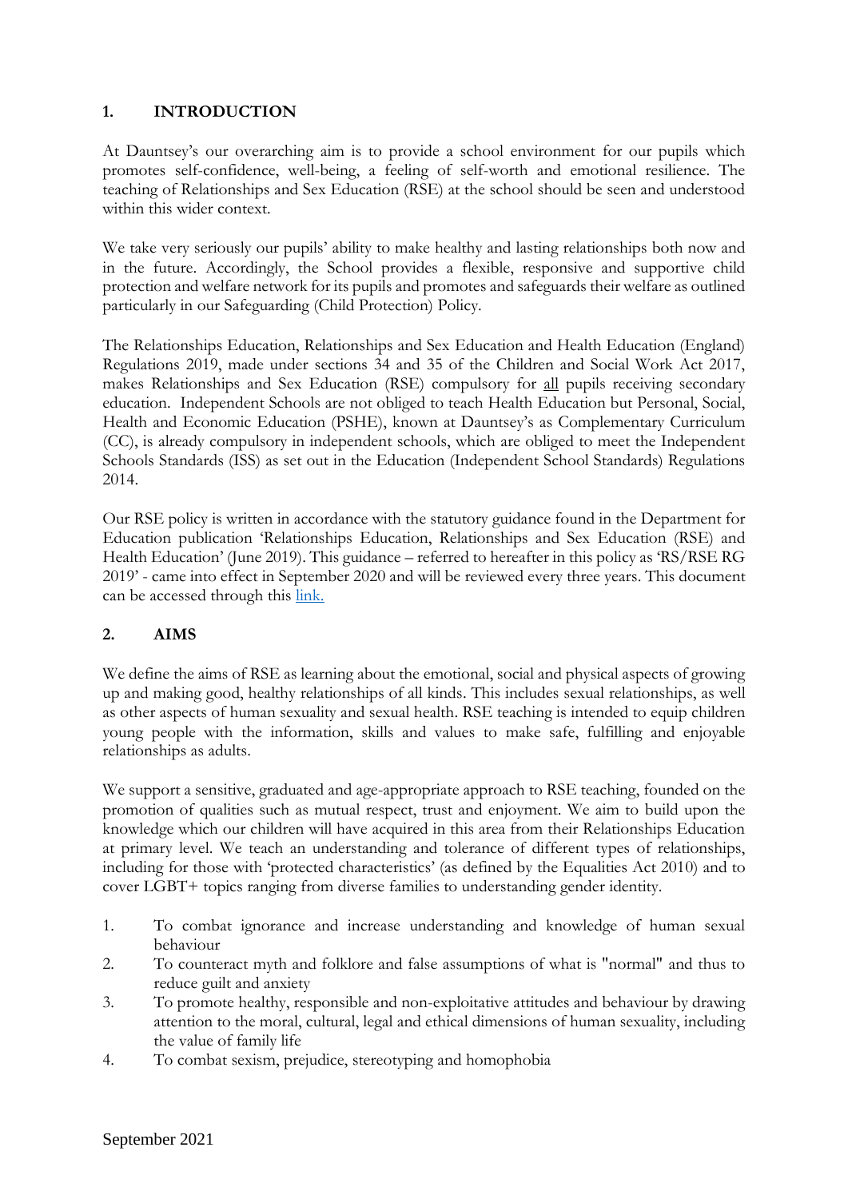## 1. INTRODUCTION

At Dauntsey's our overarching aim is to provide a school environment for our pupils which promotes self-confidence, well-being, a feeling of self-worth and emotional resilience. The teaching of Relationships and Sex Education (RSE) at the school should be seen and understood within this wider context.

We take very seriously our pupils' ability to make healthy and lasting relationships both now and in the future. Accordingly, the School provides a flexible, responsive and supportive child protection and welfare network for its pupils and promotes and safeguards their welfare as outlined particularly in our Safeguarding (Child Protection) Policy.

The Relationships Education, Relationships and Sex Education and Health Education (England) Regulations 2019, made under sections 34 and 35 of the Children and Social Work Act 2017, makes Relationships and Sex Education (RSE) compulsory for <u>all</u> pupils receiving secondary education. Independent Schools are not obliged to teach Health Education but Personal, Social, Health and Economic Education (PSHE), known at Dauntsey's as Complementary Curriculum (CC), is already compulsory in independent schools, which are obliged to meet the Independent Schools Standards (ISS) as set out in the Education (Independent School Standards) Regulations 2014.

Our RSE policy is written in accordance with the statutory guidance found in the Department for Education publication 'Relationships Education, Relationships and Sex Education (RSE) and Health Education' (June 2019). This guidance – referred to hereafter in this policy as 'RS/RSE RG 2019' - came into effect in September 2020 and will be reviewed every three years. This document can be accessed through this link.

## 2. AIMS

We define the aims of RSE as learning about the emotional, social and physical aspects of growing up and making good, healthy relationships of all kinds. This includes sexual relationships, as well as other aspects of human sexuality and sexual health. RSE teaching is intended to equip children young people with the information, skills and values to make safe, fulfilling and enjoyable relationships as adults.

We support a sensitive, graduated and age-appropriate approach to RSE teaching, founded on the promotion of qualities such as mutual respect, trust and enjoyment. We aim to build upon the knowledge which our children will have acquired in this area from their Relationships Education at primary level. We teach an understanding and tolerance of different types of relationships, including for those with 'protected characteristics' (as defined by the Equalities Act 2010) and to cover LGBT+ topics ranging from diverse families to understanding gender identity.

1. To combat ignorance and increase understanding and knowledge of human sexual behaviour
2. To counteract myth and folklore and false assumptions of what is "normal" and thus to reduce guilt and anxiety
3. To promote healthy, responsible and non-exploitative attitudes and behaviour by drawing attention to the moral, cultural, legal and ethical dimensions of human sexuality, including the value of family life
4. To combat sexism, prejudice, stereotyping and homophobia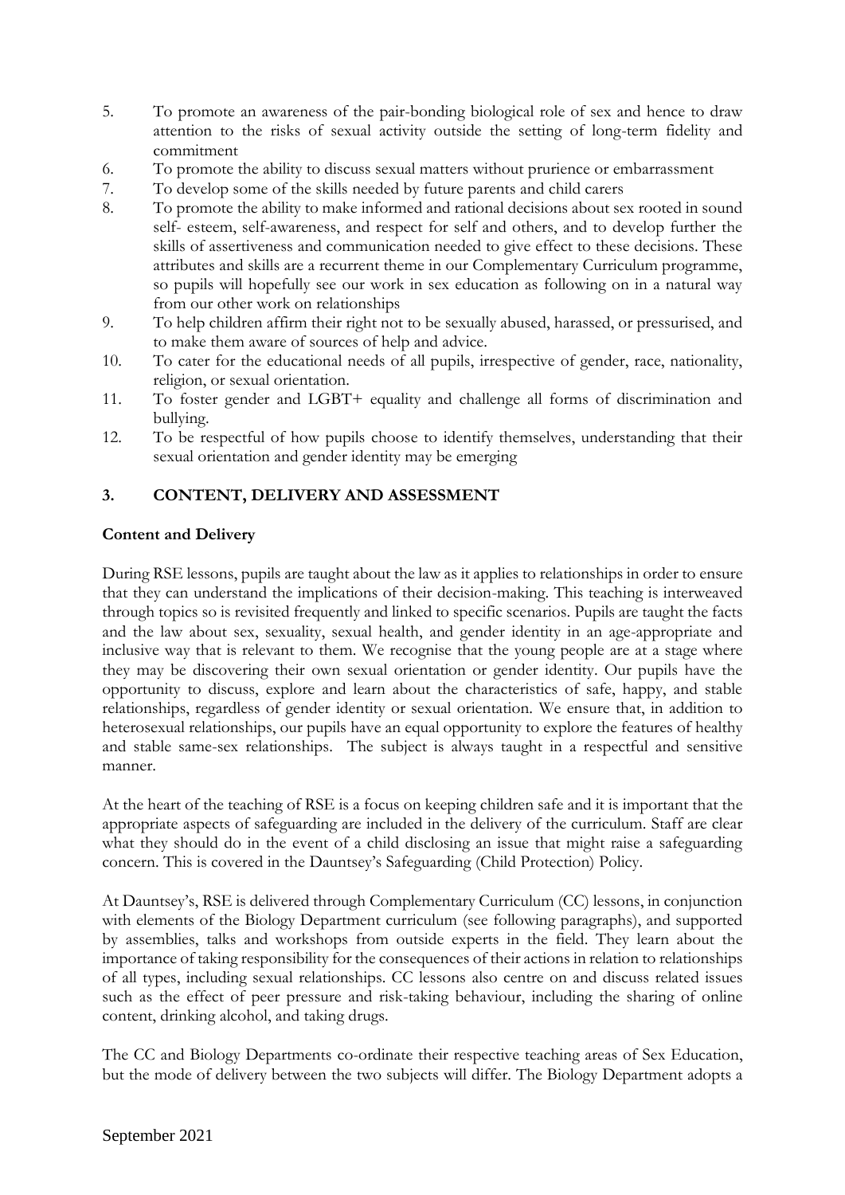5. To promote an awareness of the pair-bonding biological role of sex and hence to draw attention to the risks of sexual activity outside the setting of long-term fidelity and commitment
6. To promote the ability to discuss sexual matters without prurience or embarrassment
7. To develop some of the skills needed by future parents and child carers
8. To promote the ability to make informed and rational decisions about sex rooted in sound self- esteem, self-awareness, and respect for self and others, and to develop further the skills of assertiveness and communication needed to give effect to these decisions. These attributes and skills are a recurrent theme in our Complementary Curriculum programme, so pupils will hopefully see our work in sex education as following on in a natural way from our other work on relationships
9. To help children affirm their right not to be sexually abused, harassed, or pressurised, and to make them aware of sources of help and advice.
10. To cater for the educational needs of all pupils, irrespective of gender, race, nationality, religion, or sexual orientation.
11. To foster gender and LGBT+ equality and challenge all forms of discrimination and bullying.
12. To be respectful of how pupils choose to identify themselves, understanding that their sexual orientation and gender identity may be emerging

## 3. CONTENT, DELIVERY AND ASSESSMENT

**Content and Delivery**

During RSE lessons, pupils are taught about the law as it applies to relationships in order to ensure that they can understand the implications of their decision-making. This teaching is interweaved through topics so is revisited frequently and linked to specific scenarios. Pupils are taught the facts and the law about sex, sexuality, sexual health, and gender identity in an age-appropriate and inclusive way that is relevant to them. We recognise that the young people are at a stage where they may be discovering their own sexual orientation or gender identity. Our pupils have the opportunity to discuss, explore and learn about the characteristics of safe, happy, and stable relationships, regardless of gender identity or sexual orientation. We ensure that, in addition to heterosexual relationships, our pupils have an equal opportunity to explore the features of healthy and stable same-sex relationships. The subject is always taught in a respectful and sensitive manner.

At the heart of the teaching of RSE is a focus on keeping children safe and it is important that the appropriate aspects of safeguarding are included in the delivery of the curriculum. Staff are clear what they should do in the event of a child disclosing an issue that might raise a safeguarding concern. This is covered in the Dauntsey's Safeguarding (Child Protection) Policy.

At Dauntsey's, RSE is delivered through Complementary Curriculum (CC) lessons, in conjunction with elements of the Biology Department curriculum (see following paragraphs), and supported by assemblies, talks and workshops from outside experts in the field. They learn about the importance of taking responsibility for the consequences of their actions in relation to relationships of all types, including sexual relationships. CC lessons also centre on and discuss related issues such as the effect of peer pressure and risk-taking behaviour, including the sharing of online content, drinking alcohol, and taking drugs.

The CC and Biology Departments co-ordinate their respective teaching areas of Sex Education, but the mode of delivery between the two subjects will differ. The Biology Department adopts a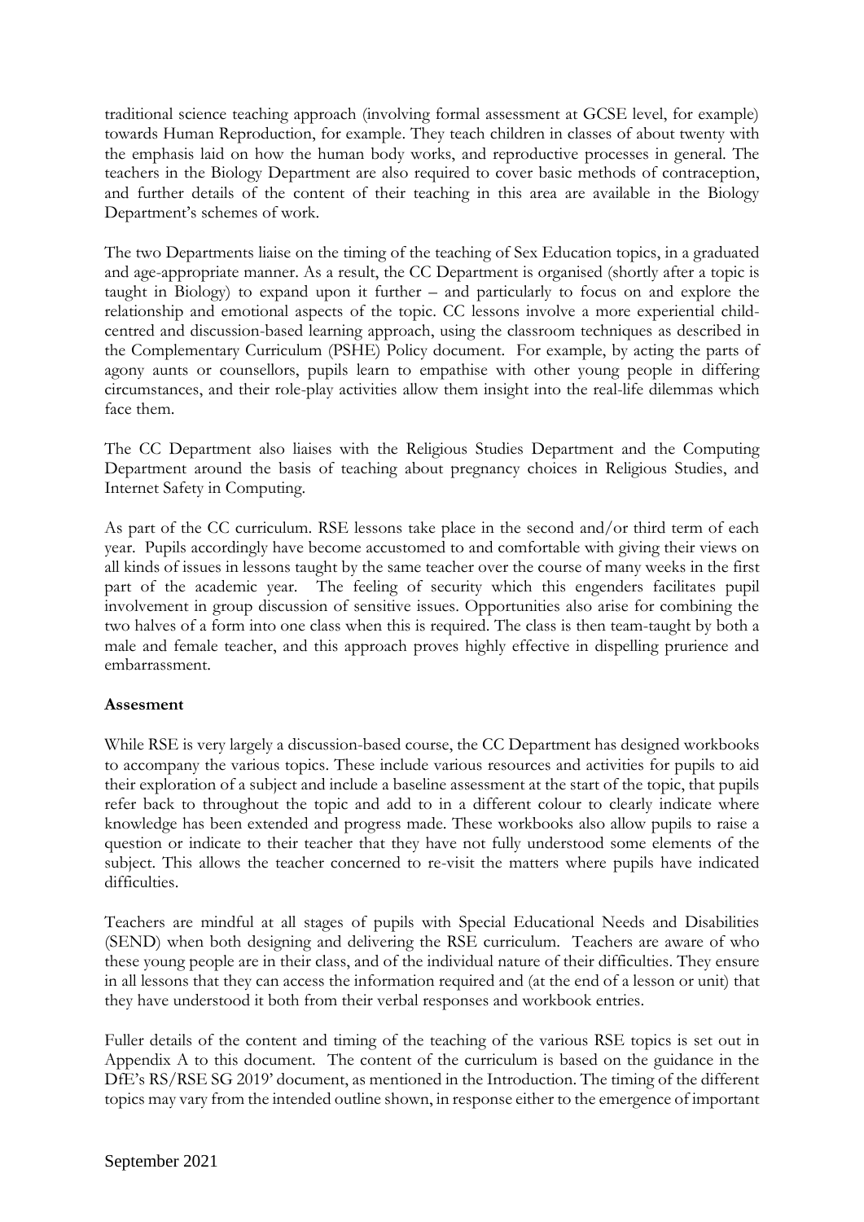traditional science teaching approach (involving formal assessment at GCSE level, for example) towards Human Reproduction, for example. They teach children in classes of about twenty with the emphasis laid on how the human body works, and reproductive processes in general. The teachers in the Biology Department are also required to cover basic methods of contraception, and further details of the content of their teaching in this area are available in the Biology Department's schemes of work.

The two Departments liaise on the timing of the teaching of Sex Education topics, in a graduated and age-appropriate manner. As a result, the CC Department is organised (shortly after a topic is taught in Biology) to expand upon it further – and particularly to focus on and explore the relationship and emotional aspects of the topic. CC lessons involve a more experiential child-centred and discussion-based learning approach, using the classroom techniques as described in the Complementary Curriculum (PSHE) Policy document. For example, by acting the parts of agony aunts or counsellors, pupils learn to empathise with other young people in differing circumstances, and their role-play activities allow them insight into the real-life dilemmas which face them.

The CC Department also liaises with the Religious Studies Department and the Computing Department around the basis of teaching about pregnancy choices in Religious Studies, and Internet Safety in Computing.

As part of the CC curriculum. RSE lessons take place in the second and/or third term of each year. Pupils accordingly have become accustomed to and comfortable with giving their views on all kinds of issues in lessons taught by the same teacher over the course of many weeks in the first part of the academic year. The feeling of security which this engenders facilitates pupil involvement in group discussion of sensitive issues. Opportunities also arise for combining the two halves of a form into one class when this is required. The class is then team-taught by both a male and female teacher, and this approach proves highly effective in dispelling prurience and embarrassment.

**Assesment**

While RSE is very largely a discussion-based course, the CC Department has designed workbooks to accompany the various topics. These include various resources and activities for pupils to aid their exploration of a subject and include a baseline assessment at the start of the topic, that pupils refer back to throughout the topic and add to in a different colour to clearly indicate where knowledge has been extended and progress made. These workbooks also allow pupils to raise a question or indicate to their teacher that they have not fully understood some elements of the subject. This allows the teacher concerned to re-visit the matters where pupils have indicated difficulties.

Teachers are mindful at all stages of pupils with Special Educational Needs and Disabilities (SEND) when both designing and delivering the RSE curriculum. Teachers are aware of who these young people are in their class, and of the individual nature of their difficulties. They ensure in all lessons that they can access the information required and (at the end of a lesson or unit) that they have understood it both from their verbal responses and workbook entries.

Fuller details of the content and timing of the teaching of the various RSE topics is set out in Appendix A to this document. The content of the curriculum is based on the guidance in the DfE's RS/RSE SG 2019' document, as mentioned in the Introduction. The timing of the different topics may vary from the intended outline shown, in response either to the emergence of important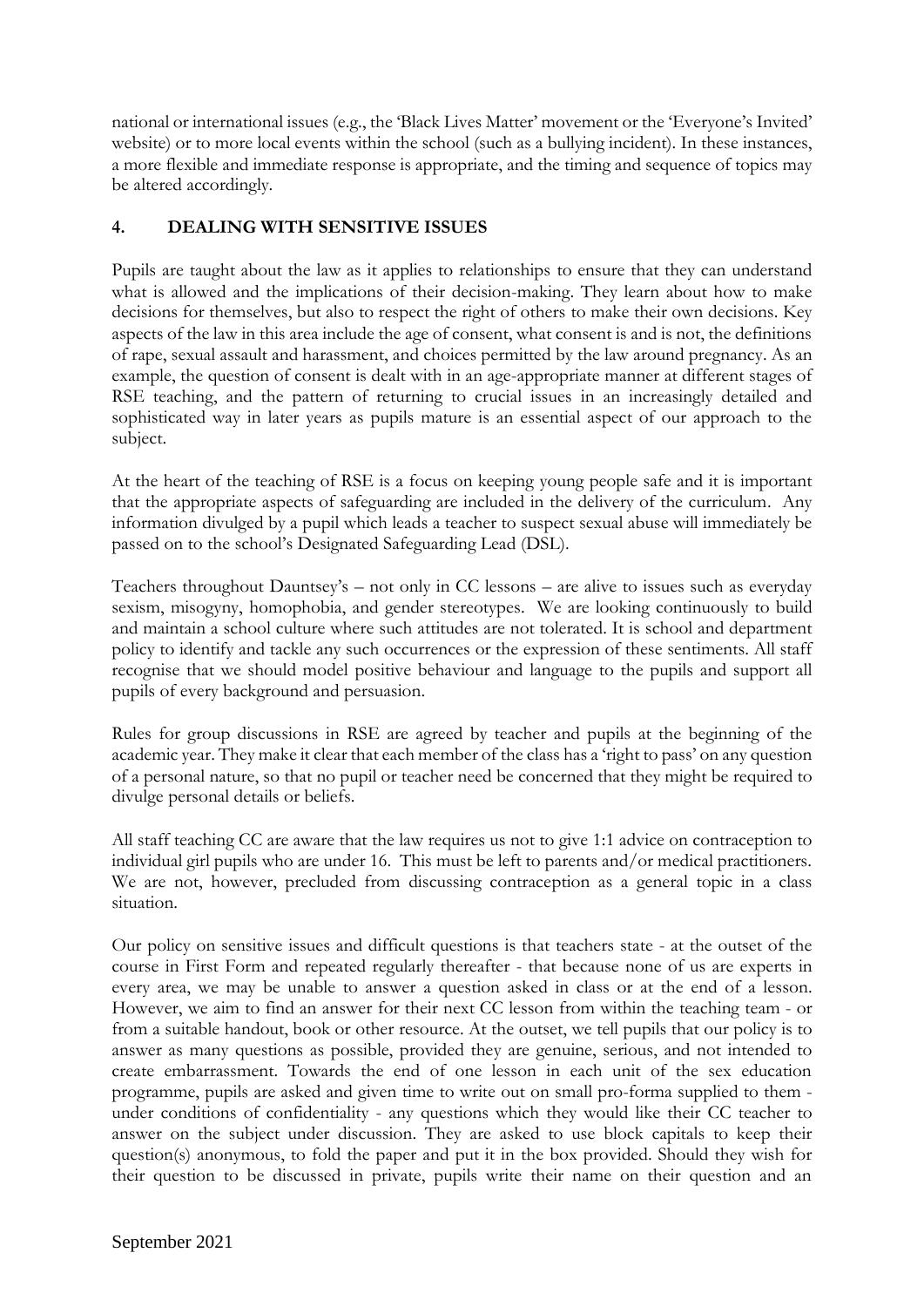national or international issues (e.g., the 'Black Lives Matter' movement or the 'Everyone's Invited' website) or to more local events within the school (such as a bullying incident). In these instances, a more flexible and immediate response is appropriate, and the timing and sequence of topics may be altered accordingly.

## 4. DEALING WITH SENSITIVE ISSUES

Pupils are taught about the law as it applies to relationships to ensure that they can understand what is allowed and the implications of their decision-making. They learn about how to make decisions for themselves, but also to respect the right of others to make their own decisions. Key aspects of the law in this area include the age of consent, what consent is and is not, the definitions of rape, sexual assault and harassment, and choices permitted by the law around pregnancy. As an example, the question of consent is dealt with in an age-appropriate manner at different stages of RSE teaching, and the pattern of returning to crucial issues in an increasingly detailed and sophisticated way in later years as pupils mature is an essential aspect of our approach to the subject.

At the heart of the teaching of RSE is a focus on keeping young people safe and it is important that the appropriate aspects of safeguarding are included in the delivery of the curriculum. Any information divulged by a pupil which leads a teacher to suspect sexual abuse will immediately be passed on to the school's Designated Safeguarding Lead (DSL).

Teachers throughout Dauntsey's – not only in CC lessons – are alive to issues such as everyday sexism, misogyny, homophobia, and gender stereotypes. We are looking continuously to build and maintain a school culture where such attitudes are not tolerated. It is school and department policy to identify and tackle any such occurrences or the expression of these sentiments. All staff recognise that we should model positive behaviour and language to the pupils and support all pupils of every background and persuasion.

Rules for group discussions in RSE are agreed by teacher and pupils at the beginning of the academic year. They make it clear that each member of the class has a 'right to pass' on any question of a personal nature, so that no pupil or teacher need be concerned that they might be required to divulge personal details or beliefs.

All staff teaching CC are aware that the law requires us not to give 1:1 advice on contraception to individual girl pupils who are under 16. This must be left to parents and/or medical practitioners. We are not, however, precluded from discussing contraception as a general topic in a class situation.

Our policy on sensitive issues and difficult questions is that teachers state - at the outset of the course in First Form and repeated regularly thereafter - that because none of us are experts in every area, we may be unable to answer a question asked in class or at the end of a lesson. However, we aim to find an answer for their next CC lesson from within the teaching team - or from a suitable handout, book or other resource. At the outset, we tell pupils that our policy is to answer as many questions as possible, provided they are genuine, serious, and not intended to create embarrassment. Towards the end of one lesson in each unit of the sex education programme, pupils are asked and given time to write out on small pro-forma supplied to them - under conditions of confidentiality - any questions which they would like their CC teacher to answer on the subject under discussion. They are asked to use block capitals to keep their question(s) anonymous, to fold the paper and put it in the box provided. Should they wish for their question to be discussed in private, pupils write their name on their question and an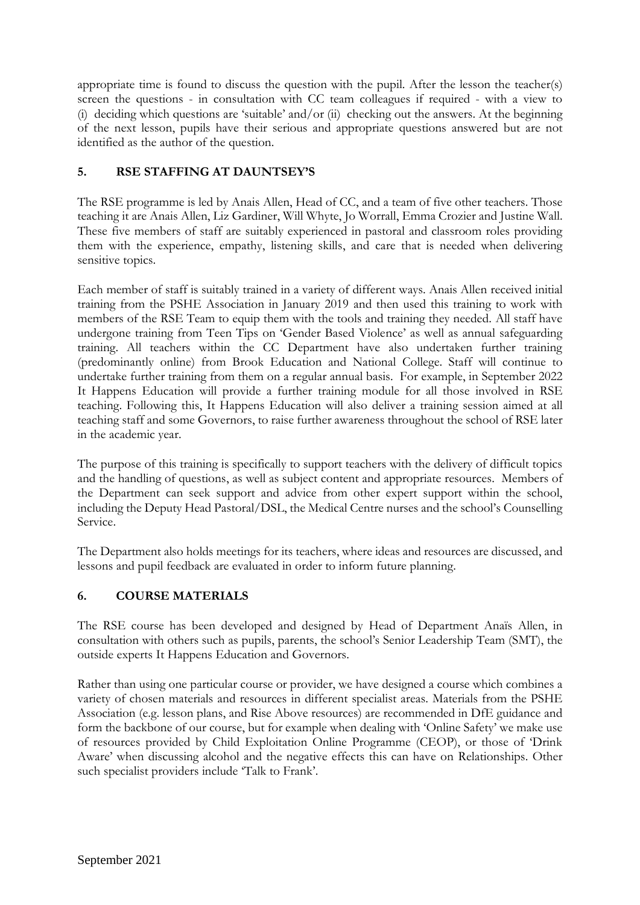appropriate time is found to discuss the question with the pupil. After the lesson the teacher(s) screen the questions - in consultation with CC team colleagues if required - with a view to (i) deciding which questions are 'suitable' and/or (ii) checking out the answers. At the beginning of the next lesson, pupils have their serious and appropriate questions answered but are not identified as the author of the question.

## 5. RSE STAFFING AT DAUNTSEY'S

The RSE programme is led by Anais Allen, Head of CC, and a team of five other teachers. Those teaching it are Anais Allen, Liz Gardiner, Will Whyte, Jo Worrall, Emma Crozier and Justine Wall. These five members of staff are suitably experienced in pastoral and classroom roles providing them with the experience, empathy, listening skills, and care that is needed when delivering sensitive topics.

Each member of staff is suitably trained in a variety of different ways. Anais Allen received initial training from the PSHE Association in January 2019 and then used this training to work with members of the RSE Team to equip them with the tools and training they needed. All staff have undergone training from Teen Tips on 'Gender Based Violence' as well as annual safeguarding training. All teachers within the CC Department have also undertaken further training (predominantly online) from Brook Education and National College. Staff will continue to undertake further training from them on a regular annual basis. For example, in September 2022 It Happens Education will provide a further training module for all those involved in RSE teaching. Following this, It Happens Education will also deliver a training session aimed at all teaching staff and some Governors, to raise further awareness throughout the school of RSE later in the academic year.

The purpose of this training is specifically to support teachers with the delivery of difficult topics and the handling of questions, as well as subject content and appropriate resources. Members of the Department can seek support and advice from other expert support within the school, including the Deputy Head Pastoral/DSL, the Medical Centre nurses and the school's Counselling Service.

The Department also holds meetings for its teachers, where ideas and resources are discussed, and lessons and pupil feedback are evaluated in order to inform future planning.

## 6. COURSE MATERIALS

The RSE course has been developed and designed by Head of Department Anaïs Allen, in consultation with others such as pupils, parents, the school's Senior Leadership Team (SMT), the outside experts It Happens Education and Governors.

Rather than using one particular course or provider, we have designed a course which combines a variety of chosen materials and resources in different specialist areas. Materials from the PSHE Association (e.g. lesson plans, and Rise Above resources) are recommended in DfE guidance and form the backbone of our course, but for example when dealing with 'Online Safety' we make use of resources provided by Child Exploitation Online Programme (CEOP), or those of 'Drink Aware' when discussing alcohol and the negative effects this can have on Relationships. Other such specialist providers include 'Talk to Frank'.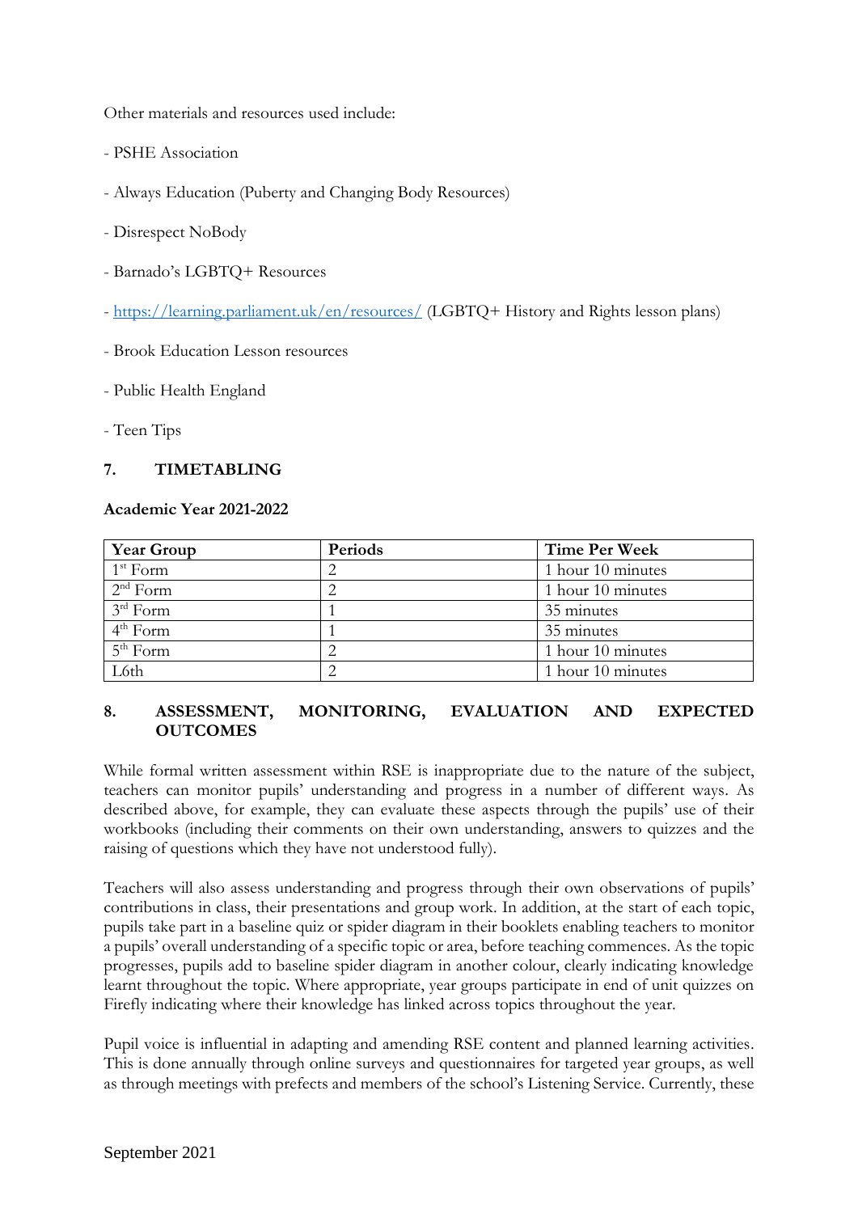Other materials and resources used include:

- PSHE Association

- Always Education (Puberty and Changing Body Resources)

- Disrespect NoBody

- Barnado's LGBTQ+ Resources

- [https://learning.parliament.uk/en/resources/](https://learning.parliament.uk/en/resources/) (LGBTQ+ History and Rights lesson plans)

- Brook Education Lesson resources

- Public Health England

- Teen Tips

## 7. TIMETABLING

**Academic Year 2021-2022**

| Year Group | Periods | Time Per Week |
|---|---|---|
| 1st Form | 2 | 1 hour 10 minutes |
| 2nd Form | 2 | 1 hour 10 minutes |
| 3rd Form | 1 | 35 minutes |
| 4th Form | 1 | 35 minutes |
| 5th Form | 2 | 1 hour 10 minutes |
| L6th | 2 | 1 hour 10 minutes |

## 8. ASSESSMENT, MONITORING, EVALUATION AND EXPECTED OUTCOMES

While formal written assessment within RSE is inappropriate due to the nature of the subject, teachers can monitor pupils' understanding and progress in a number of different ways. As described above, for example, they can evaluate these aspects through the pupils' use of their workbooks (including their comments on their own understanding, answers to quizzes and the raising of questions which they have not understood fully).

Teachers will also assess understanding and progress through their own observations of pupils' contributions in class, their presentations and group work. In addition, at the start of each topic, pupils take part in a baseline quiz or spider diagram in their booklets enabling teachers to monitor a pupils' overall understanding of a specific topic or area, before teaching commences. As the topic progresses, pupils add to baseline spider diagram in another colour, clearly indicating knowledge learnt throughout the topic. Where appropriate, year groups participate in end of unit quizzes on Firefly indicating where their knowledge has linked across topics throughout the year.

Pupil voice is influential in adapting and amending RSE content and planned learning activities. This is done annually through online surveys and questionnaires for targeted year groups, as well as through meetings with prefects and members of the school's Listening Service. Currently, these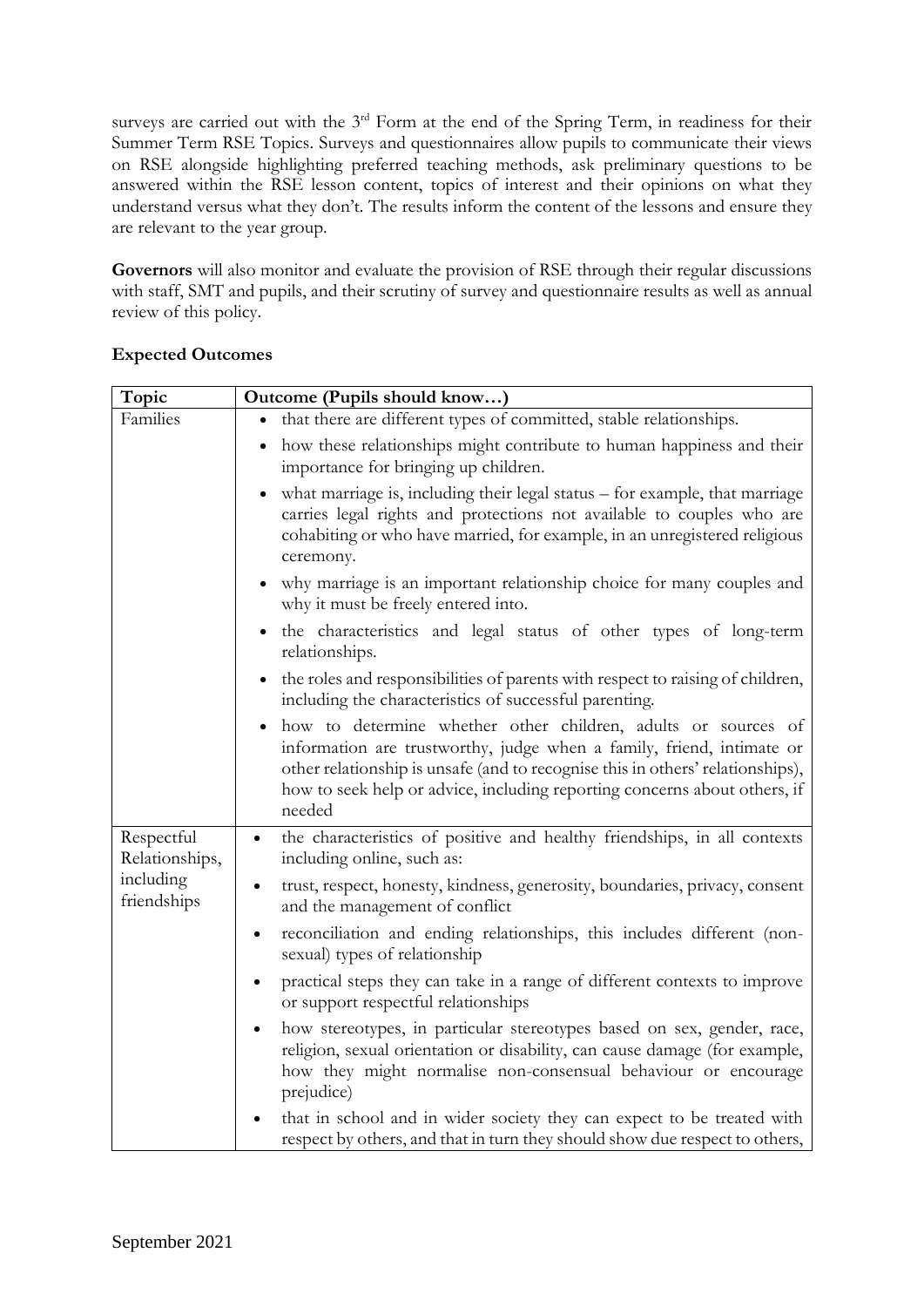surveys are carried out with the 3rd Form at the end of the Spring Term, in readiness for their Summer Term RSE Topics. Surveys and questionnaires allow pupils to communicate their views on RSE alongside highlighting preferred teaching methods, ask preliminary questions to be answered within the RSE lesson content, topics of interest and their opinions on what they understand versus what they don't. The results inform the content of the lessons and ensure they are relevant to the year group.

**Governors** will also monitor and evaluate the provision of RSE through their regular discussions with staff, SMT and pupils, and their scrutiny of survey and questionnaire results as well as annual review of this policy.

**Expected Outcomes**

| Topic | Outcome (Pupils should know…) |
|---|---|
| Families | • that there are different types of committed, stable relationships.<br>• how these relationships might contribute to human happiness and their importance for bringing up children.<br>• what marriage is, including their legal status – for example, that marriage carries legal rights and protections not available to couples who are cohabiting or who have married, for example, in an unregistered religious ceremony.<br>• why marriage is an important relationship choice for many couples and why it must be freely entered into.<br>• the characteristics and legal status of other types of long-term relationships.<br>• the roles and responsibilities of parents with respect to raising of children, including the characteristics of successful parenting.<br>• how to determine whether other children, adults or sources of information are trustworthy, judge when a family, friend, intimate or other relationship is unsafe (and to recognise this in others' relationships), how to seek help or advice, including reporting concerns about others, if needed |
| Respectful Relationships, including friendships | • the characteristics of positive and healthy friendships, in all contexts including online, such as:<br>• trust, respect, honesty, kindness, generosity, boundaries, privacy, consent and the management of conflict<br>• reconciliation and ending relationships, this includes different (non-sexual) types of relationship<br>• practical steps they can take in a range of different contexts to improve or support respectful relationships<br>• how stereotypes, in particular stereotypes based on sex, gender, race, religion, sexual orientation or disability, can cause damage (for example, how they might normalise non-consensual behaviour or encourage prejudice)<br>• that in school and in wider society they can expect to be treated with respect by others, and that in turn they should show due respect to others, |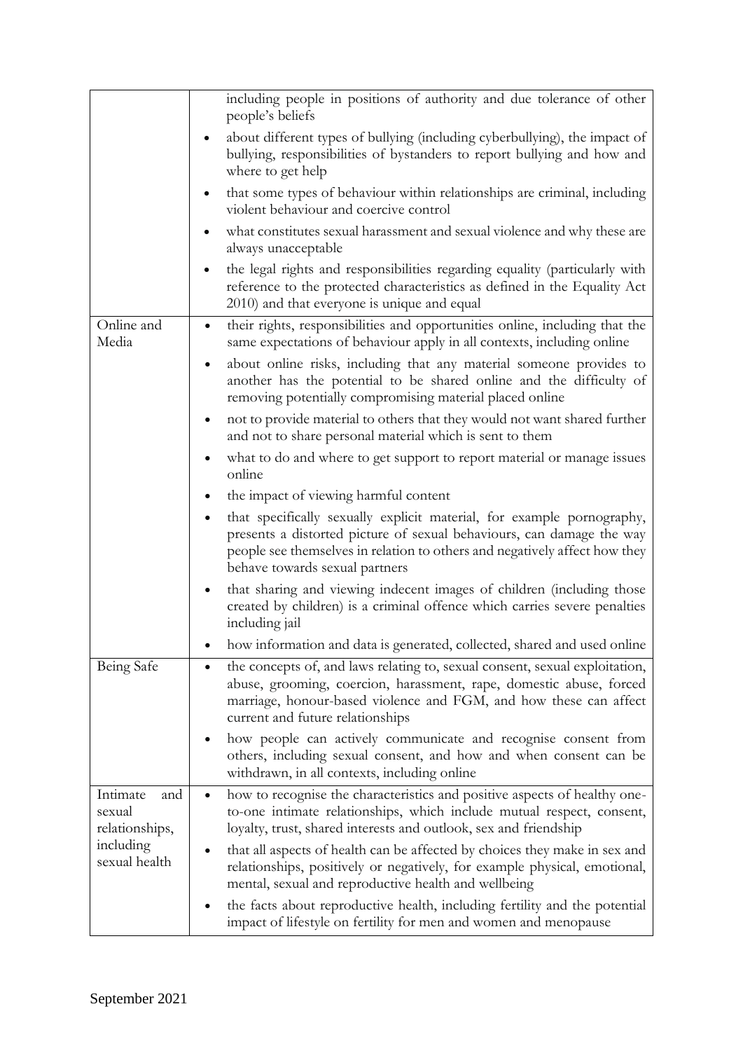| | |
|---|---|
| | including people in positions of authority and due tolerance of other people's beliefs<br>• about different types of bullying (including cyberbullying), the impact of bullying, responsibilities of bystanders to report bullying and how and where to get help<br>• that some types of behaviour within relationships are criminal, including violent behaviour and coercive control<br>• what constitutes sexual harassment and sexual violence and why these are always unacceptable<br>• the legal rights and responsibilities regarding equality (particularly with reference to the protected characteristics as defined in the Equality Act 2010) and that everyone is unique and equal |
| Online and Media | • their rights, responsibilities and opportunities online, including that the same expectations of behaviour apply in all contexts, including online<br>• about online risks, including that any material someone provides to another has the potential to be shared online and the difficulty of removing potentially compromising material placed online<br>• not to provide material to others that they would not want shared further and not to share personal material which is sent to them<br>• what to do and where to get support to report material or manage issues online<br>• the impact of viewing harmful content<br>• that specifically sexually explicit material, for example pornography, presents a distorted picture of sexual behaviours, can damage the way people see themselves in relation to others and negatively affect how they behave towards sexual partners<br>• that sharing and viewing indecent images of children (including those created by children) is a criminal offence which carries severe penalties including jail<br>• how information and data is generated, collected, shared and used online |
| Being Safe | • the concepts of, and laws relating to, sexual consent, sexual exploitation, abuse, grooming, coercion, harassment, rape, domestic abuse, forced marriage, honour-based violence and FGM, and how these can affect current and future relationships<br>• how people can actively communicate and recognise consent from others, including sexual consent, and how and when consent can be withdrawn, in all contexts, including online |
| Intimate and sexual relationships, including sexual health | • how to recognise the characteristics and positive aspects of healthy one-to-one intimate relationships, which include mutual respect, consent, loyalty, trust, shared interests and outlook, sex and friendship<br>• that all aspects of health can be affected by choices they make in sex and relationships, positively or negatively, for example physical, emotional, mental, sexual and reproductive health and wellbeing<br>• the facts about reproductive health, including fertility and the potential impact of lifestyle on fertility for men and women and menopause |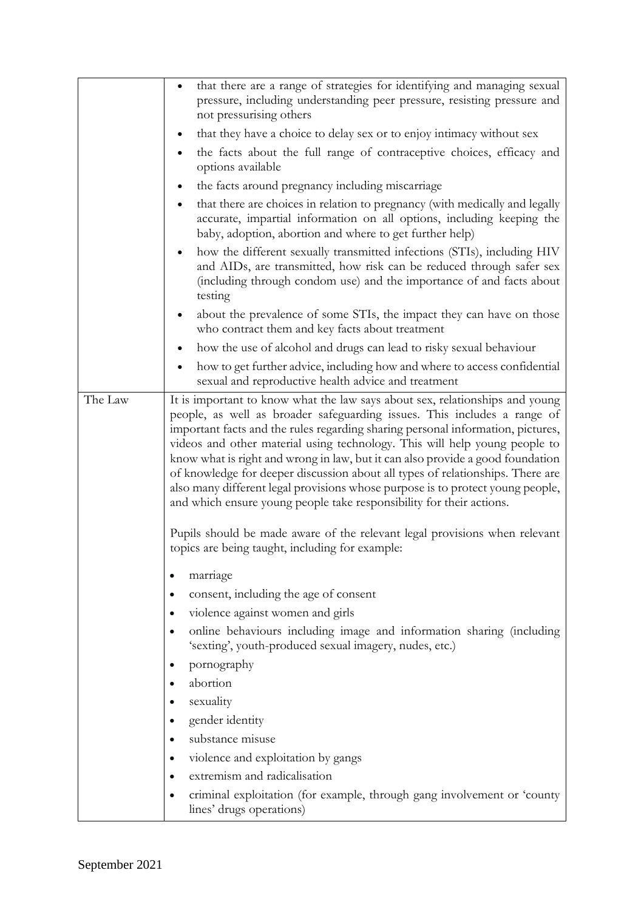| | |
|---|---|
| | • that there are a range of strategies for identifying and managing sexual pressure, including understanding peer pressure, resisting pressure and not pressurising others<br>• that they have a choice to delay sex or to enjoy intimacy without sex<br>• the facts about the full range of contraceptive choices, efficacy and options available<br>• the facts around pregnancy including miscarriage<br>• that there are choices in relation to pregnancy (with medically and legally accurate, impartial information on all options, including keeping the baby, adoption, abortion and where to get further help)<br>• how the different sexually transmitted infections (STIs), including HIV and AIDs, are transmitted, how risk can be reduced through safer sex (including through condom use) and the importance of and facts about testing<br>• about the prevalence of some STIs, the impact they can have on those who contract them and key facts about treatment<br>• how the use of alcohol and drugs can lead to risky sexual behaviour<br>• how to get further advice, including how and where to access confidential sexual and reproductive health advice and treatment |
| The Law | It is important to know what the law says about sex, relationships and young people, as well as broader safeguarding issues. This includes a range of important facts and the rules regarding sharing personal information, pictures, videos and other material using technology. This will help young people to know what is right and wrong in law, but it can also provide a good foundation of knowledge for deeper discussion about all types of relationships. There are also many different legal provisions whose purpose is to protect young people, and which ensure young people take responsibility for their actions.<br><br>Pupils should be made aware of the relevant legal provisions when relevant topics are being taught, including for example:<br><br>• marriage<br>• consent, including the age of consent<br>• violence against women and girls<br>• online behaviours including image and information sharing (including 'sexting', youth-produced sexual imagery, nudes, etc.)<br>• pornography<br>• abortion<br>• sexuality<br>• gender identity<br>• substance misuse<br>• violence and exploitation by gangs<br>• extremism and radicalisation<br>• criminal exploitation (for example, through gang involvement or 'county lines' drugs operations) |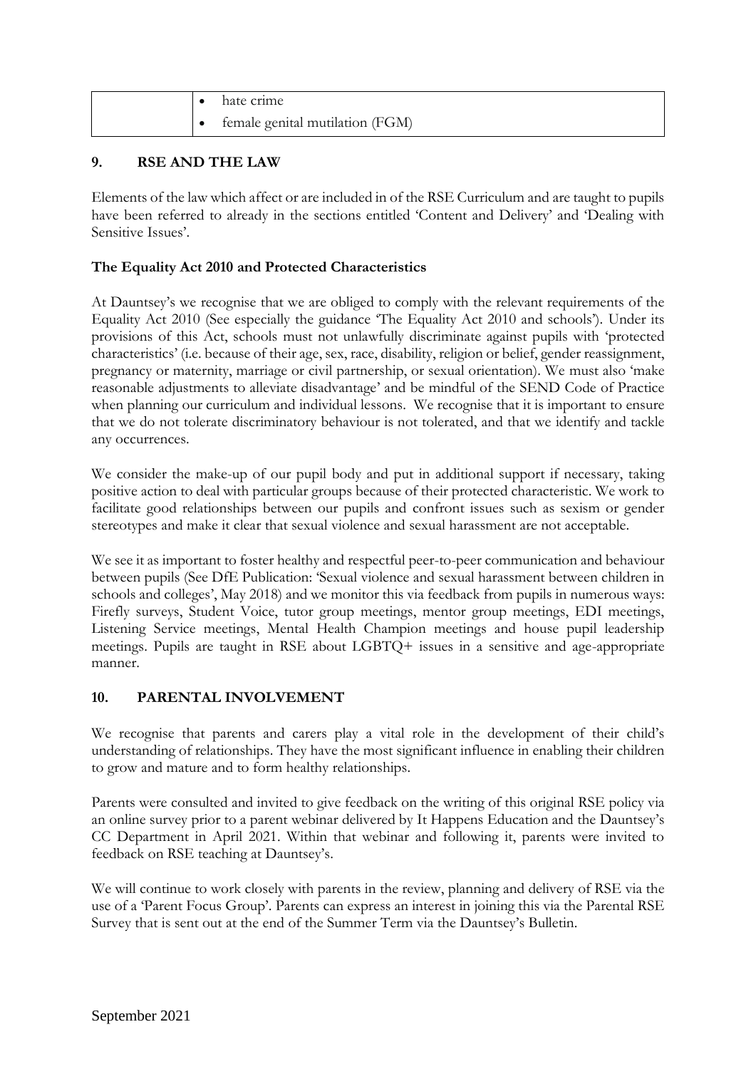| | • hate crime<br>• female genital mutilation (FGM) |
|---|---|

## 9. RSE AND THE LAW

Elements of the law which affect or are included in of the RSE Curriculum and are taught to pupils have been referred to already in the sections entitled 'Content and Delivery' and 'Dealing with Sensitive Issues'.

### The Equality Act 2010 and Protected Characteristics

At Dauntsey's we recognise that we are obliged to comply with the relevant requirements of the Equality Act 2010 (See especially the guidance 'The Equality Act 2010 and schools'). Under its provisions of this Act, schools must not unlawfully discriminate against pupils with 'protected characteristics' (i.e. because of their age, sex, race, disability, religion or belief, gender reassignment, pregnancy or maternity, marriage or civil partnership, or sexual orientation). We must also 'make reasonable adjustments to alleviate disadvantage' and be mindful of the SEND Code of Practice when planning our curriculum and individual lessons. We recognise that it is important to ensure that we do not tolerate discriminatory behaviour is not tolerated, and that we identify and tackle any occurrences.

We consider the make-up of our pupil body and put in additional support if necessary, taking positive action to deal with particular groups because of their protected characteristic. We work to facilitate good relationships between our pupils and confront issues such as sexism or gender stereotypes and make it clear that sexual violence and sexual harassment are not acceptable.

We see it as important to foster healthy and respectful peer-to-peer communication and behaviour between pupils (See DfE Publication: 'Sexual violence and sexual harassment between children in schools and colleges', May 2018) and we monitor this via feedback from pupils in numerous ways: Firefly surveys, Student Voice, tutor group meetings, mentor group meetings, EDI meetings, Listening Service meetings, Mental Health Champion meetings and house pupil leadership meetings. Pupils are taught in RSE about LGBTQ+ issues in a sensitive and age-appropriate manner.

## 10. PARENTAL INVOLVEMENT

We recognise that parents and carers play a vital role in the development of their child's understanding of relationships. They have the most significant influence in enabling their children to grow and mature and to form healthy relationships.

Parents were consulted and invited to give feedback on the writing of this original RSE policy via an online survey prior to a parent webinar delivered by It Happens Education and the Dauntsey's CC Department in April 2021. Within that webinar and following it, parents were invited to feedback on RSE teaching at Dauntsey's.

We will continue to work closely with parents in the review, planning and delivery of RSE via the use of a 'Parent Focus Group'. Parents can express an interest in joining this via the Parental RSE Survey that is sent out at the end of the Summer Term via the Dauntsey's Bulletin.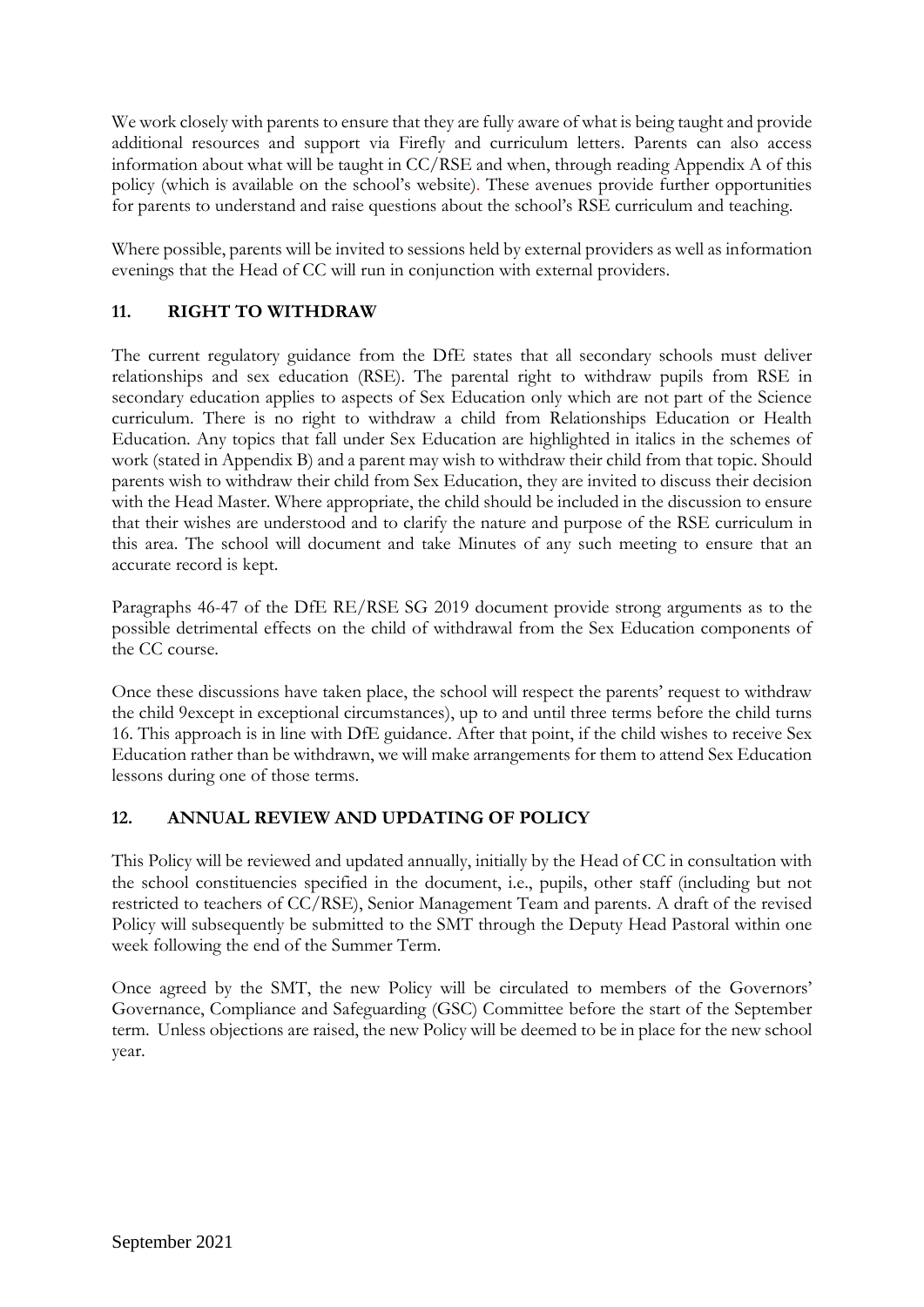We work closely with parents to ensure that they are fully aware of what is being taught and provide additional resources and support via Firefly and curriculum letters. Parents can also access information about what will be taught in CC/RSE and when, through reading Appendix A of this policy (which is available on the school's website). These avenues provide further opportunities for parents to understand and raise questions about the school's RSE curriculum and teaching.

Where possible, parents will be invited to sessions held by external providers as well as information evenings that the Head of CC will run in conjunction with external providers.

## 11. RIGHT TO WITHDRAW

The current regulatory guidance from the DfE states that all secondary schools must deliver relationships and sex education (RSE). The parental right to withdraw pupils from RSE in secondary education applies to aspects of Sex Education only which are not part of the Science curriculum. There is no right to withdraw a child from Relationships Education or Health Education. Any topics that fall under Sex Education are highlighted in italics in the schemes of work (stated in Appendix B) and a parent may wish to withdraw their child from that topic. Should parents wish to withdraw their child from Sex Education, they are invited to discuss their decision with the Head Master. Where appropriate, the child should be included in the discussion to ensure that their wishes are understood and to clarify the nature and purpose of the RSE curriculum in this area. The school will document and take Minutes of any such meeting to ensure that an accurate record is kept.

Paragraphs 46-47 of the DfE RE/RSE SG 2019 document provide strong arguments as to the possible detrimental effects on the child of withdrawal from the Sex Education components of the CC course.

Once these discussions have taken place, the school will respect the parents' request to withdraw the child 9except in exceptional circumstances), up to and until three terms before the child turns 16. This approach is in line with DfE guidance. After that point, if the child wishes to receive Sex Education rather than be withdrawn, we will make arrangements for them to attend Sex Education lessons during one of those terms.

## 12. ANNUAL REVIEW AND UPDATING OF POLICY

This Policy will be reviewed and updated annually, initially by the Head of CC in consultation with the school constituencies specified in the document, i.e., pupils, other staff (including but not restricted to teachers of CC/RSE), Senior Management Team and parents. A draft of the revised Policy will subsequently be submitted to the SMT through the Deputy Head Pastoral within one week following the end of the Summer Term.

Once agreed by the SMT, the new Policy will be circulated to members of the Governors' Governance, Compliance and Safeguarding (GSC) Committee before the start of the September term. Unless objections are raised, the new Policy will be deemed to be in place for the new school year.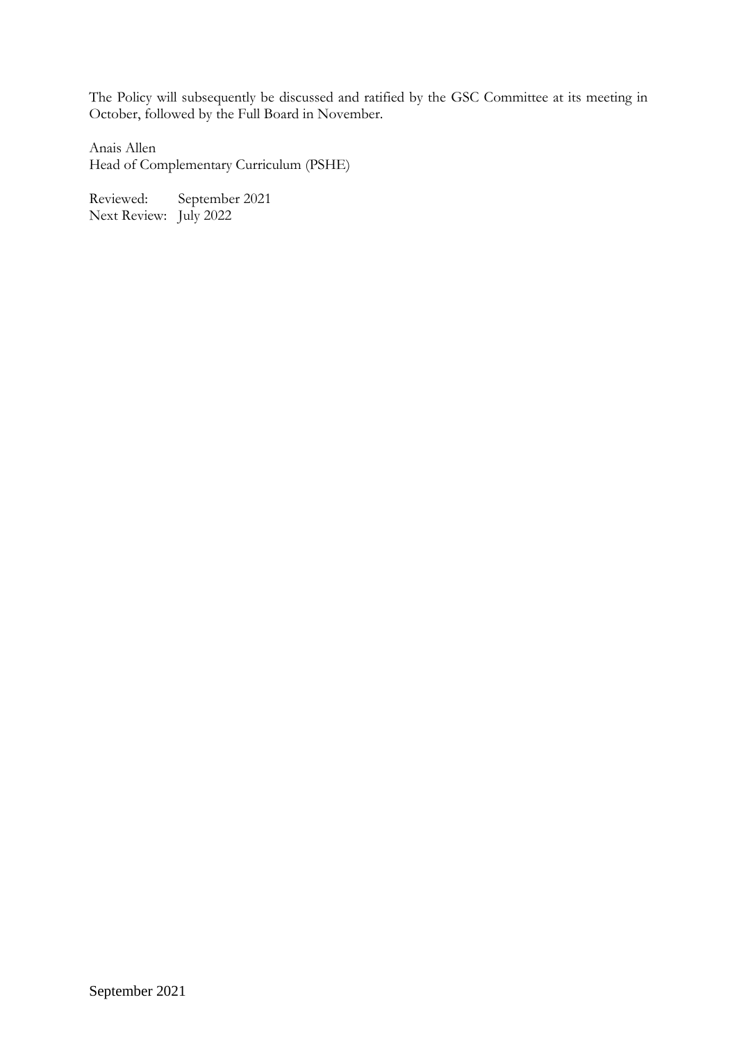The Policy will subsequently be discussed and ratified by the GSC Committee at its meeting in October, followed by the Full Board in November.

Anais Allen
Head of Complementary Curriculum (PSHE)

Reviewed: September 2021
Next Review: July 2022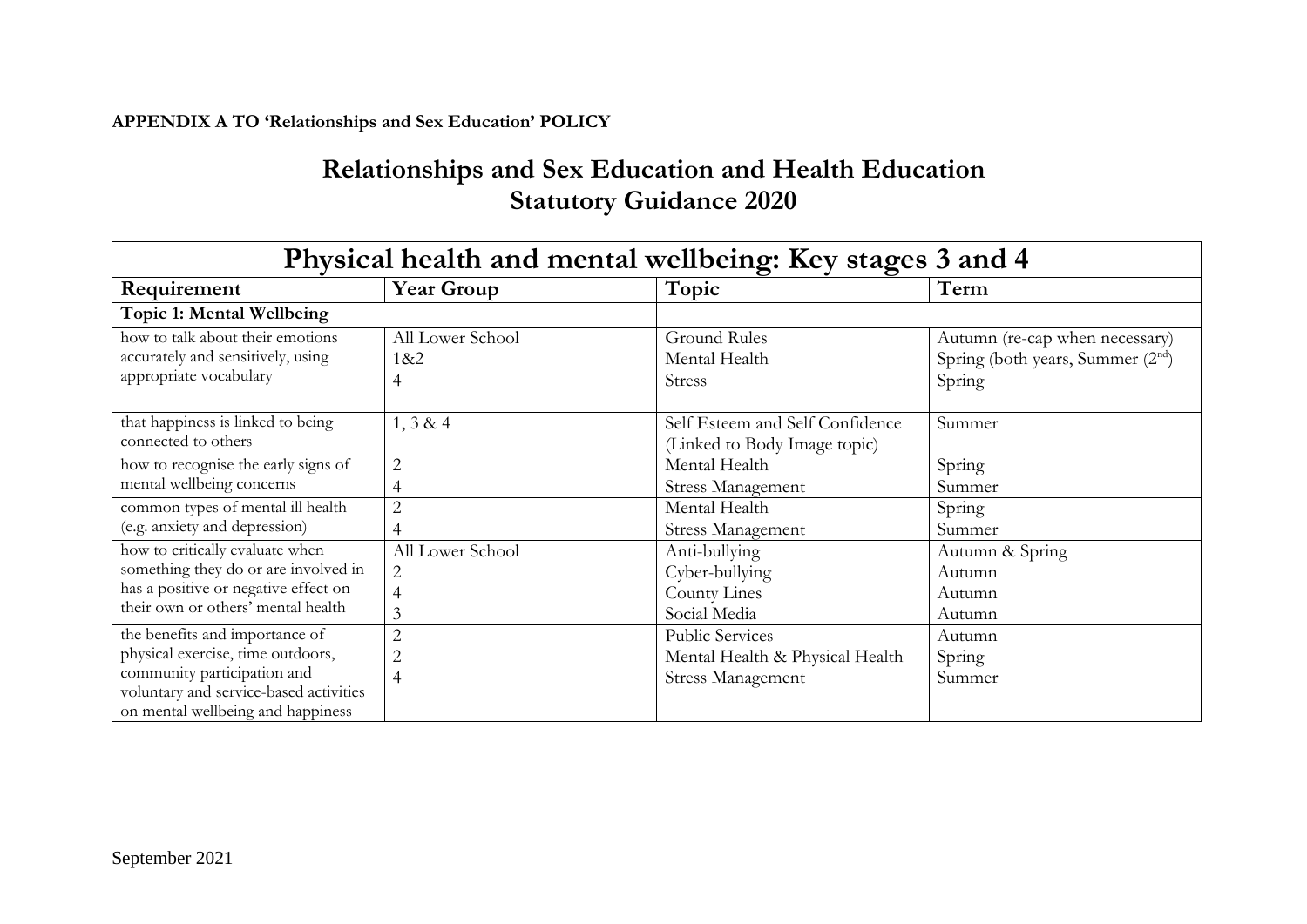**APPENDIX A TO 'Relationships and Sex Education' POLICY**

# Relationships and Sex Education and Health Education Statutory Guidance 2020

| Physical health and mental wellbeing: Key stages 3 and 4 | | | |
|---|---|---|---|
| **Requirement** | **Year Group** | **Topic** | **Term** |
| **Topic 1: Mental Wellbeing** | | | |
| how to talk about their emotions accurately and sensitively, using appropriate vocabulary | All Lower School<br>1&2<br>4 | Ground Rules<br>Mental Health<br>Stress | Autumn (re-cap when necessary)<br>Spring (both years, Summer (2nd)<br>Spring |
| that happiness is linked to being connected to others | 1, 3 & 4 | Self Esteem and Self Confidence (Linked to Body Image topic) | Summer |
| how to recognise the early signs of mental wellbeing concerns | 2<br>4 | Mental Health<br>Stress Management | Spring<br>Summer |
| common types of mental ill health (e.g. anxiety and depression) | 2<br>4 | Mental Health<br>Stress Management | Spring<br>Summer |
| how to critically evaluate when something they do or are involved in has a positive or negative effect on their own or others' mental health | All Lower School<br>2<br>4<br>3 | Anti-bullying<br>Cyber-bullying<br>County Lines<br>Social Media | Autumn & Spring<br>Autumn<br>Autumn<br>Autumn |
| the benefits and importance of physical exercise, time outdoors, community participation and voluntary and service-based activities on mental wellbeing and happiness | 2<br>2<br>4 | Public Services<br>Mental Health & Physical Health<br>Stress Management | Autumn<br>Spring<br>Summer |

September 2021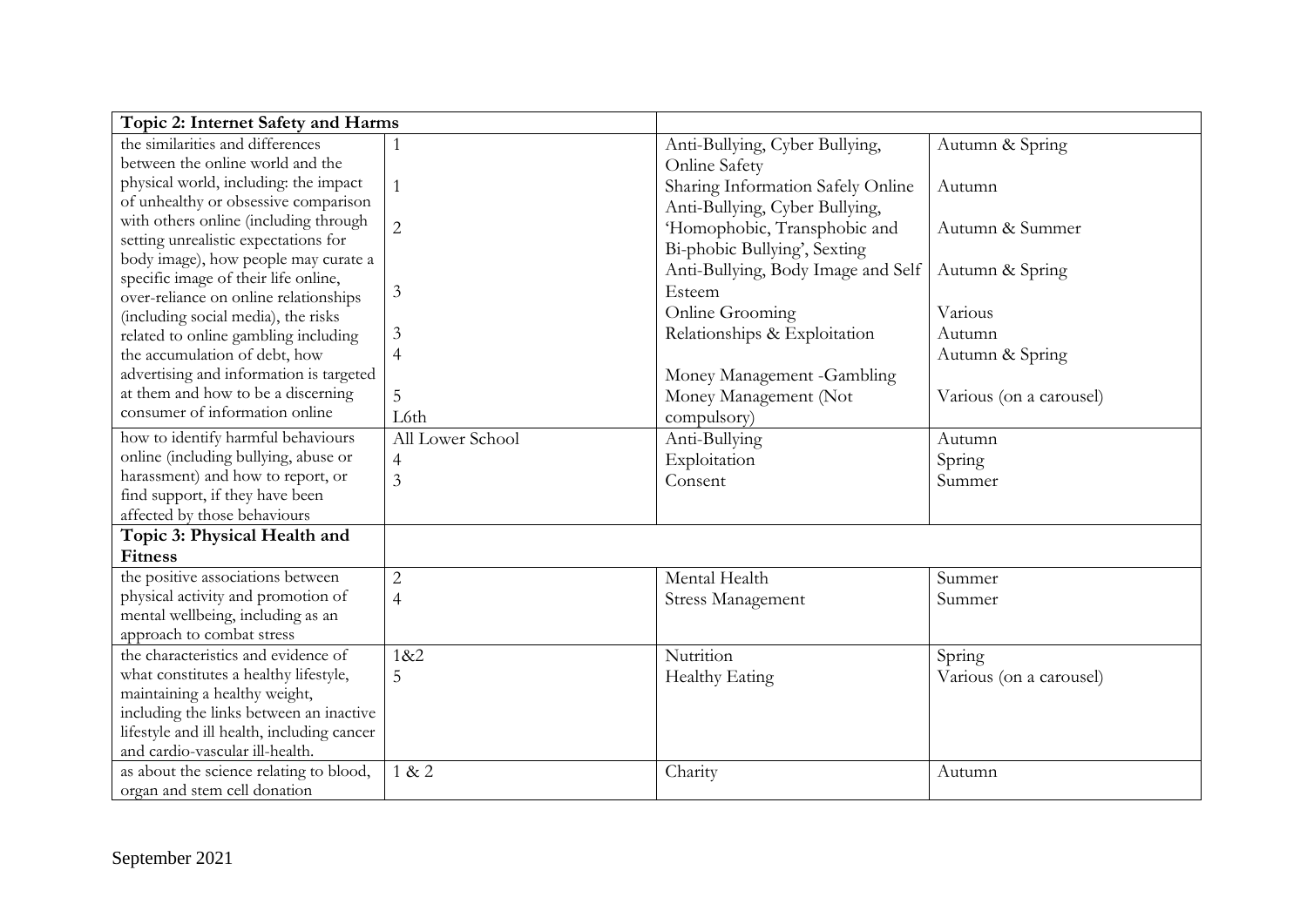| Topic 2: Internet Safety and Harms | | | |
|---|---|---|---|
| the similarities and differences between the online world and the physical world, including: the impact of unhealthy or obsessive comparison with others online (including through setting unrealistic expectations for body image), how people may curate a specific image of their life online, over-reliance on online relationships (including social media), the risks related to online gambling including the accumulation of debt, how advertising and information is targeted at them and how to be a discerning consumer of information online | 1<br>1<br>2<br><br>3<br><br>3<br>4<br><br>5<br>L6th | Anti-Bullying, Cyber Bullying, Online Safety<br>Sharing Information Safely Online<br>Anti-Bullying, Cyber Bullying, 'Homophobic, Transphobic and Bi-phobic Bullying', Sexting<br>Anti-Bullying, Body Image and Self Esteem<br>Online Grooming<br>Relationships & Exploitation<br><br>Money Management -Gambling<br>Money Management (Not compulsory) | Autumn & Spring<br>Autumn<br>Autumn & Summer<br><br>Autumn & Spring<br><br>Various<br>Autumn<br>Autumn & Spring<br><br>Various (on a carousel) |
| how to identify harmful behaviours online (including bullying, abuse or harassment) and how to report, or find support, if they have been affected by those behaviours | All Lower School<br>4<br>3 | Anti-Bullying<br>Exploitation<br>Consent | Autumn<br>Spring<br>Summer |
| **Topic 3: Physical Health and Fitness** | | | |
| the positive associations between physical activity and promotion of mental wellbeing, including as an approach to combat stress | 2<br>4 | Mental Health<br>Stress Management | Summer<br>Summer |
| the characteristics and evidence of what constitutes a healthy lifestyle, maintaining a healthy weight, including the links between an inactive lifestyle and ill health, including cancer and cardio-vascular ill-health. | 1&2<br>5 | Nutrition<br>Healthy Eating | Spring<br>Various (on a carousel) |
| as about the science relating to blood, organ and stem cell donation | 1 & 2 | Charity | Autumn |

September 2021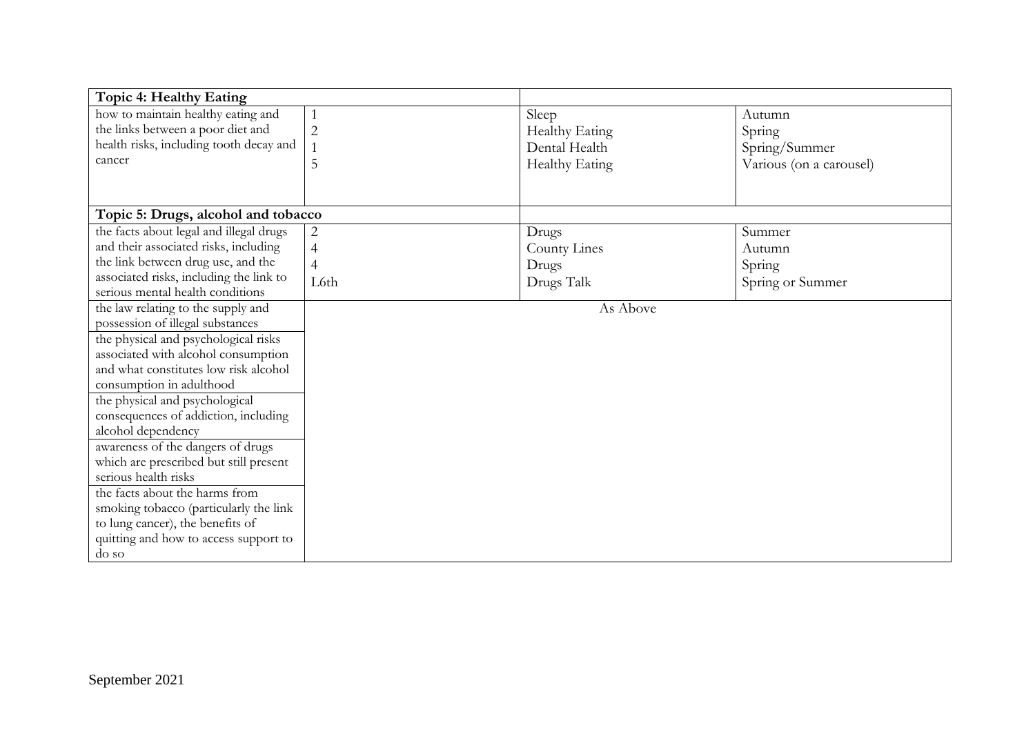| Topic 4: Healthy Eating | | | |
|---|---|---|---|
| how to maintain healthy eating and the links between a poor diet and health risks, including tooth decay and cancer | 1<br>2<br>1<br>5 | Sleep<br>Healthy Eating<br>Dental Health<br>Healthy Eating | Autumn<br>Spring<br>Spring/Summer<br>Various (on a carousel) |
| **Topic 5: Drugs, alcohol and tobacco** | | | |
| the facts about legal and illegal drugs and their associated risks, including the link between drug use, and the associated risks, including the link to serious mental health conditions | 2<br>4<br>4<br>L6th | Drugs<br>County Lines<br>Drugs<br>Drugs Talk | Summer<br>Autumn<br>Spring<br>Spring or Summer |
| the law relating to the supply and possession of illegal substances | As Above | | |
| the physical and psychological risks associated with alcohol consumption and what constitutes low risk alcohol consumption in adulthood | | | |
| the physical and psychological consequences of addiction, including alcohol dependency | | | |
| awareness of the dangers of drugs which are prescribed but still present serious health risks | | | |
| the facts about the harms from smoking tobacco (particularly the link to lung cancer), the benefits of quitting and how to access support to do so | | | |

September 2021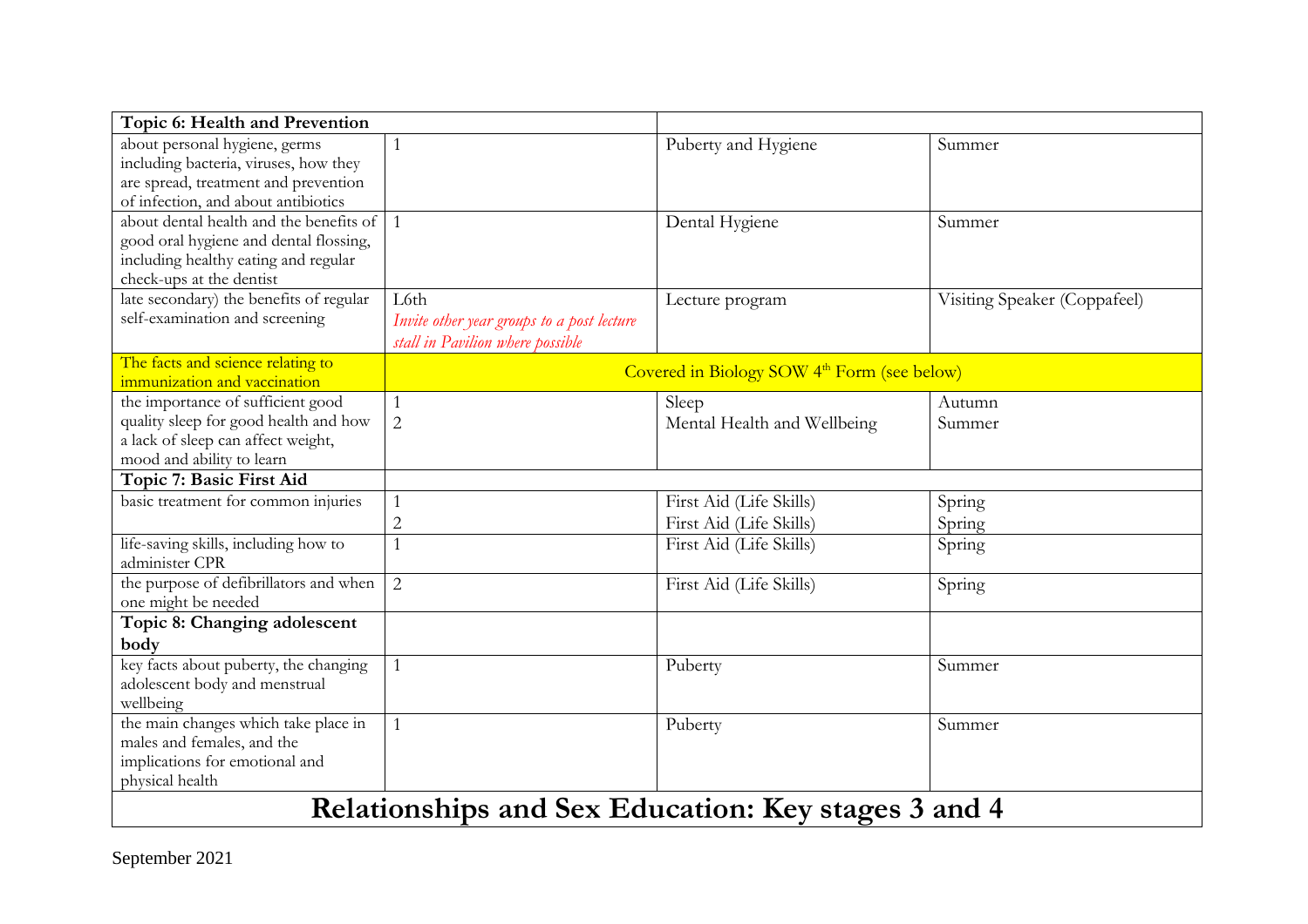| **Topic 6: Health and Prevention** | | | |
|---|---|---|---|
| about personal hygiene, germs including bacteria, viruses, how they are spread, treatment and prevention of infection, and about antibiotics | 1 | Puberty and Hygiene | Summer |
| about dental health and the benefits of good oral hygiene and dental flossing, including healthy eating and regular check-ups at the dentist | 1 | Dental Hygiene | Summer |
| late secondary) the benefits of regular self-examination and screening | L6th *Invite other year groups to a post lecture stall in Pavilion where possible* | Lecture program | Visiting Speaker (Coppafeel) |
| The facts and science relating to immunization and vaccination | Covered in Biology SOW 4th Form (see below) | | |
| the importance of sufficient good quality sleep for good health and how a lack of sleep can affect weight, mood and ability to learn | 1<br>2 | Sleep<br>Mental Health and Wellbeing | Autumn<br>Summer |
| **Topic 7: Basic First Aid** | | | |
| basic treatment for common injuries | 1<br>2 | First Aid (Life Skills)<br>First Aid (Life Skills) | Spring<br>Spring |
| life-saving skills, including how to administer CPR | 1 | First Aid (Life Skills) | Spring |
| the purpose of defibrillators and when one might be needed | 2 | First Aid (Life Skills) | Spring |
| **Topic 8: Changing adolescent body** | | | |
| key facts about puberty, the changing adolescent body and menstrual wellbeing | 1 | Puberty | Summer |
| the main changes which take place in males and females, and the implications for emotional and physical health | 1 | Puberty | Summer |

# Relationships and Sex Education: Key stages 3 and 4

September 2021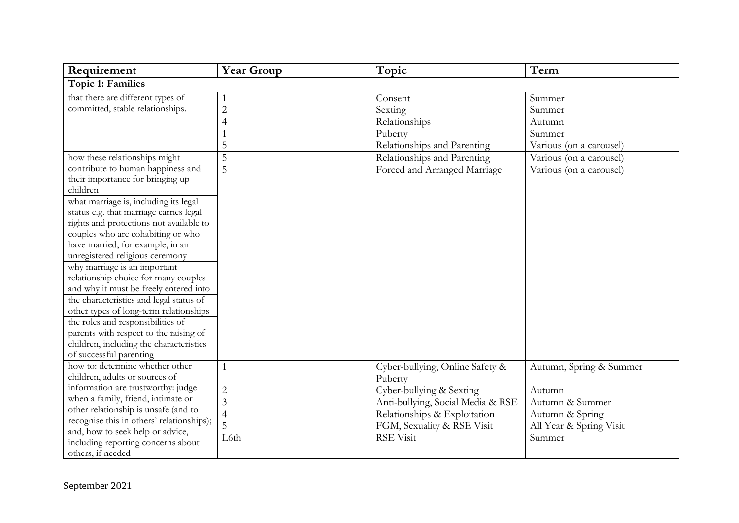| Requirement | Year Group | Topic | Term |
|---|---|---|---|
| **Topic 1: Families** | | | |
| that there are different types of committed, stable relationships. | 1<br>2<br>4<br>1<br>5 | Consent<br>Sexting<br>Relationships<br>Puberty<br>Relationships and Parenting | Summer<br>Summer<br>Autumn<br>Summer<br>Various (on a carousel) |
| how these relationships might contribute to human happiness and their importance for bringing up children | 5<br>5 | Relationships and Parenting<br>Forced and Arranged Marriage | Various (on a carousel)<br>Various (on a carousel) |
| what marriage is, including its legal status e.g. that marriage carries legal rights and protections not available to couples who are cohabiting or who have married, for example, in an unregistered religious ceremony | | | |
| why marriage is an important relationship choice for many couples and why it must be freely entered into | | | |
| the characteristics and legal status of other types of long-term relationships | | | |
| the roles and responsibilities of parents with respect to the raising of children, including the characteristics of successful parenting | | | |
| how to: determine whether other children, adults or sources of information are trustworthy: judge when a family, friend, intimate or other relationship is unsafe (and to recognise this in others' relationships); and, how to seek help or advice, including reporting concerns about others, if needed | 1<br>2<br>3<br>4<br>5<br>L6th | Cyber-bullying, Online Safety & Puberty<br>Cyber-bullying & Sexting<br>Anti-bullying, Social Media & RSE<br>Relationships & Exploitation<br>FGM, Sexuality & RSE Visit<br>RSE Visit | Autumn, Spring & Summer<br>Autumn<br>Autumn & Summer<br>Autumn & Spring<br>All Year & Spring Visit<br>Summer |

September 2021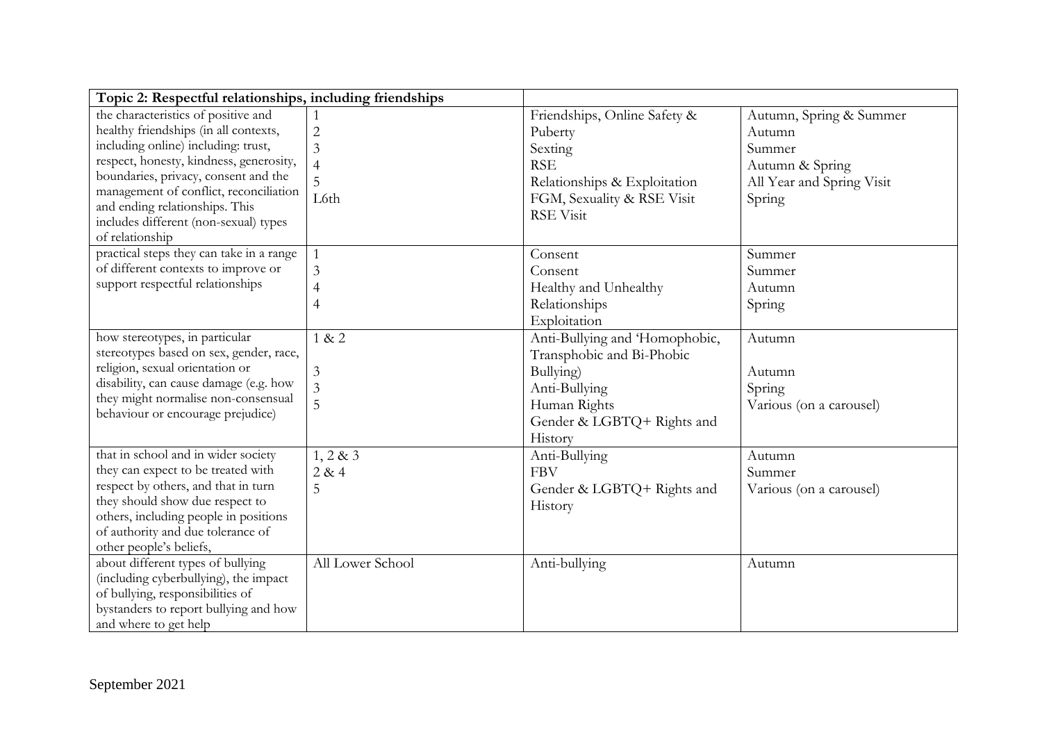| Topic 2: Respectful relationships, including friendships | | | |
|---|---|---|---|
| the characteristics of positive and healthy friendships (in all contexts, including online) including: trust, respect, honesty, kindness, generosity, boundaries, privacy, consent and the management of conflict, reconciliation and ending relationships. This includes different (non-sexual) types of relationship | 1<br>2<br>3<br>4<br>5<br>L6th | Friendships, Online Safety & Puberty<br>Sexting<br>RSE<br>Relationships & Exploitation<br>FGM, Sexuality & RSE Visit<br>RSE Visit | Autumn, Spring & Summer<br>Autumn<br>Summer<br>Autumn & Spring<br>All Year and Spring Visit<br>Spring |
| practical steps they can take in a range of different contexts to improve or support respectful relationships | 1<br>3<br>4<br>4 | Consent<br>Consent<br>Healthy and Unhealthy Relationships<br>Exploitation | Summer<br>Summer<br>Autumn<br>Spring |
| how stereotypes, in particular stereotypes based on sex, gender, race, religion, sexual orientation or disability, can cause damage (e.g. how they might normalise non-consensual behaviour or encourage prejudice) | 1 & 2<br><br>3<br>3<br>5 | Anti-Bullying and 'Homophobic, Transphobic and Bi-Phobic Bullying)<br>Anti-Bullying<br>Human Rights<br>Gender & LGBTQ+ Rights and History | Autumn<br><br>Autumn<br>Spring<br>Various (on a carousel) |
| that in school and in wider society they can expect to be treated with respect by others, and that in turn they should show due respect to others, including people in positions of authority and due tolerance of other people's beliefs, | 1, 2 & 3<br>2 & 4<br>5 | Anti-Bullying<br>FBV<br>Gender & LGBTQ+ Rights and History | Autumn<br>Summer<br>Various (on a carousel) |
| about different types of bullying (including cyberbullying), the impact of bullying, responsibilities of bystanders to report bullying and how and where to get help | All Lower School | Anti-bullying | Autumn |

September 2021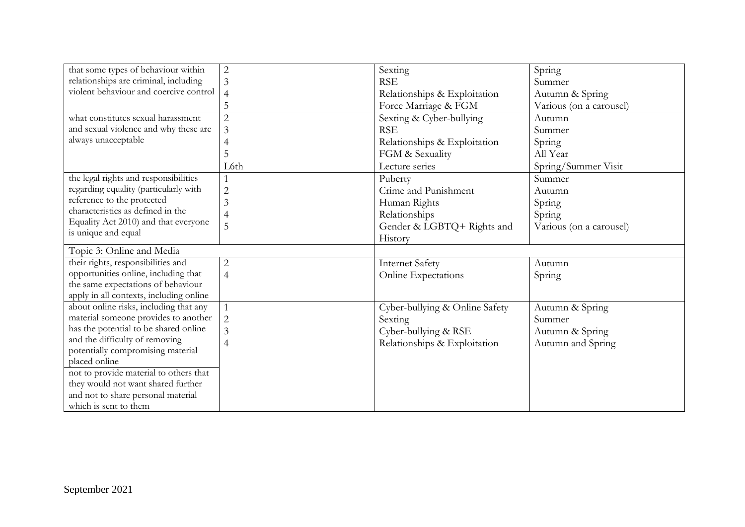| | | | |
|---|---|---|---|
| that some types of behaviour within relationships are criminal, including violent behaviour and coercive control | 2<br>3<br>4<br>5 | Sexting<br>RSE<br>Relationships & Exploitation<br>Force Marriage & FGM | Spring<br>Summer<br>Autumn & Spring<br>Various (on a carousel) |
| what constitutes sexual harassment and sexual violence and why these are always unacceptable | 2<br>3<br>4<br>5<br>L6th | Sexting & Cyber-bullying<br>RSE<br>Relationships & Exploitation<br>FGM & Sexuality<br>Lecture series | Autumn<br>Summer<br>Spring<br>All Year<br>Spring/Summer Visit |
| the legal rights and responsibilities regarding equality (particularly with reference to the protected characteristics as defined in the Equality Act 2010) and that everyone is unique and equal | 1<br>2<br>3<br>4<br>5 | Puberty<br>Crime and Punishment<br>Human Rights<br>Relationships<br>Gender & LGBTQ+ Rights and History | Summer<br>Autumn<br>Spring<br>Spring<br>Various (on a carousel) |
| Topic 3: Online and Media | | | |
| their rights, responsibilities and opportunities online, including that the same expectations of behaviour apply in all contexts, including online | 2<br>4 | Internet Safety<br>Online Expectations | Autumn<br>Spring |
| about online risks, including that any material someone provides to another has the potential to be shared online and the difficulty of removing potentially compromising material placed online<br><br>not to provide material to others that they would not want shared further and not to share personal material which is sent to them | 1<br>2<br>3<br>4 | Cyber-bullying & Online Safety<br>Sexting<br>Cyber-bullying & RSE<br>Relationships & Exploitation | Autumn & Spring<br>Summer<br>Autumn & Spring<br>Autumn and Spring |

September 2021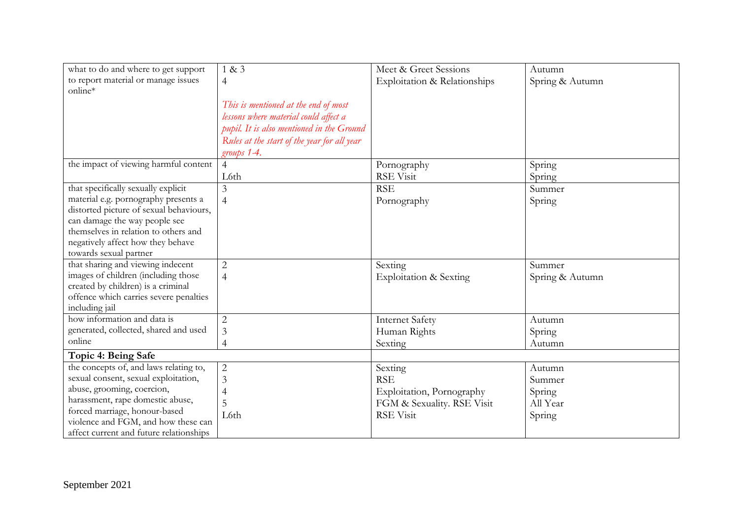| | | | |
|---|---|---|---|
| what to do and where to get support to report material or manage issues online* | 1 & 3<br>4<br><br>*This is mentioned at the end of most lessons where material could affect a pupil. It is also mentioned in the Ground Rules at the start of the year for all year groups 1-4.* | Meet & Greet Sessions<br>Exploitation & Relationships | Autumn<br>Spring & Autumn |
| the impact of viewing harmful content | 4<br>L6th | Pornography<br>RSE Visit | Spring<br>Spring |
| that specifically sexually explicit material e.g. pornography presents a distorted picture of sexual behaviours, can damage the way people see themselves in relation to others and negatively affect how they behave towards sexual partner | 3<br>4 | RSE<br>Pornography | Summer<br>Spring |
| that sharing and viewing indecent images of children (including those created by children) is a criminal offence which carries severe penalties including jail | 2<br>4 | Sexting<br>Exploitation & Sexting | Summer<br>Spring & Autumn |
| how information and data is generated, collected, shared and used online | 2<br>3<br>4 | Internet Safety<br>Human Rights<br>Sexting | Autumn<br>Spring<br>Autumn |
| **Topic 4: Being Safe** | | | |
| the concepts of, and laws relating to, sexual consent, sexual exploitation, abuse, grooming, coercion, harassment, rape domestic abuse, forced marriage, honour-based violence and FGM, and how these can affect current and future relationships | 2<br>3<br>4<br>5<br>L6th | Sexting<br>RSE<br>Exploitation, Pornography<br>FGM & Sexuality. RSE Visit<br>RSE Visit | Autumn<br>Summer<br>Spring<br>All Year<br>Spring |

September 2021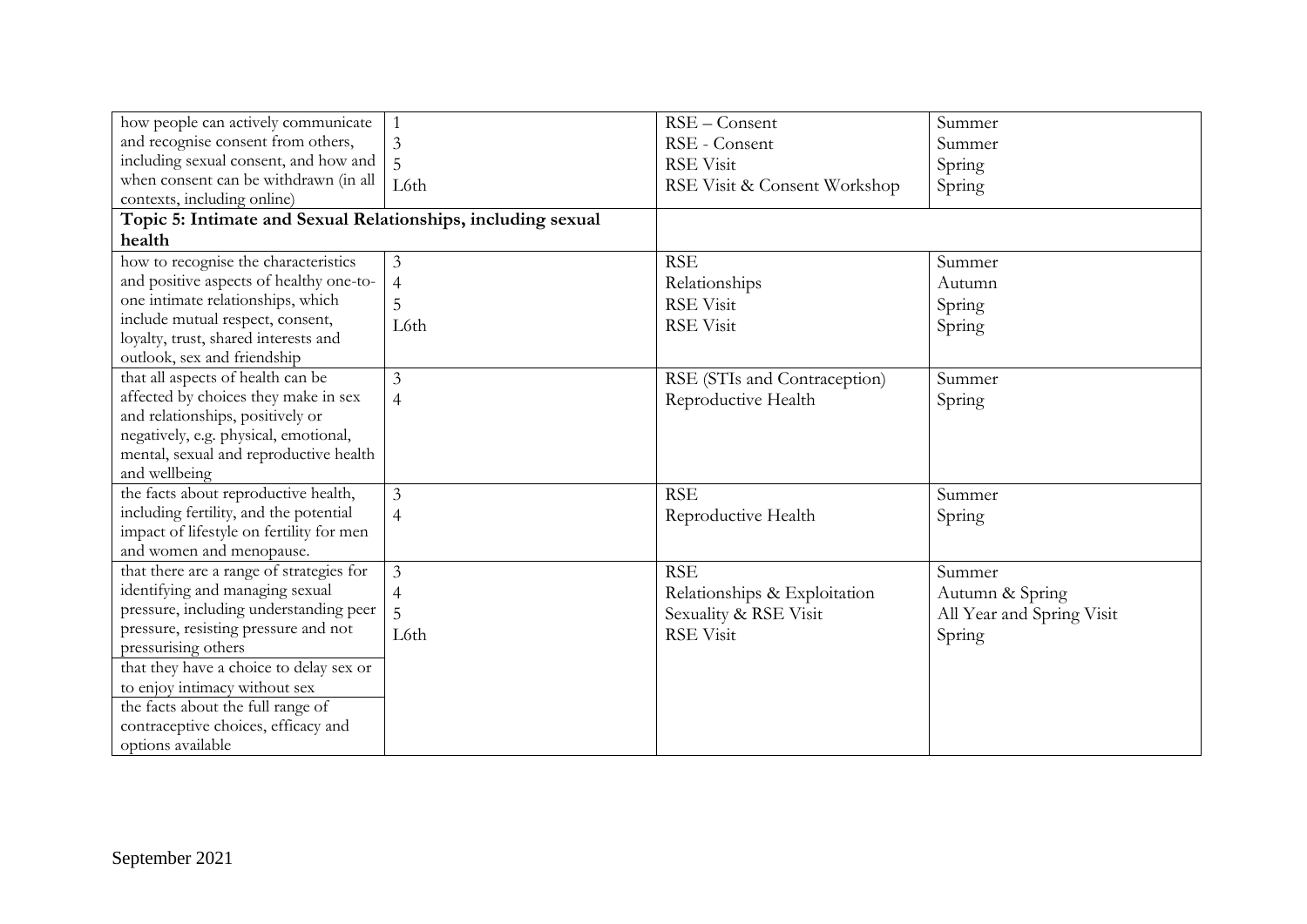| | | | |
|---|---|---|---|
| how people can actively communicate and recognise consent from others, including sexual consent, and how and when consent can be withdrawn (in all contexts, including online) | 1<br>3<br>5<br>L6th | RSE – Consent<br>RSE - Consent<br>RSE Visit<br>RSE Visit & Consent Workshop | Summer<br>Summer<br>Spring<br>Spring |
| **Topic 5: Intimate and Sexual Relationships, including sexual health** | | | |
| how to recognise the characteristics and positive aspects of healthy one-to-one intimate relationships, which include mutual respect, consent, loyalty, trust, shared interests and outlook, sex and friendship | 3<br>4<br>5<br>L6th | RSE<br>Relationships<br>RSE Visit<br>RSE Visit | Summer<br>Autumn<br>Spring<br>Spring |
| that all aspects of health can be affected by choices they make in sex and relationships, positively or negatively, e.g. physical, emotional, mental, sexual and reproductive health and wellbeing | 3<br>4 | RSE (STIs and Contraception)<br>Reproductive Health | Summer<br>Spring |
| the facts about reproductive health, including fertility, and the potential impact of lifestyle on fertility for men and women and menopause. | 3<br>4 | RSE<br>Reproductive Health | Summer<br>Spring |
| that there are a range of strategies for identifying and managing sexual pressure, including understanding peer pressure, resisting pressure and not pressurising others<br>that they have a choice to delay sex or to enjoy intimacy without sex<br>the facts about the full range of contraceptive choices, efficacy and options available | 3<br>4<br>5<br>L6th | RSE<br>Relationships & Exploitation<br>Sexuality & RSE Visit<br>RSE Visit | Summer<br>Autumn & Spring<br>All Year and Spring Visit<br>Spring |

September 2021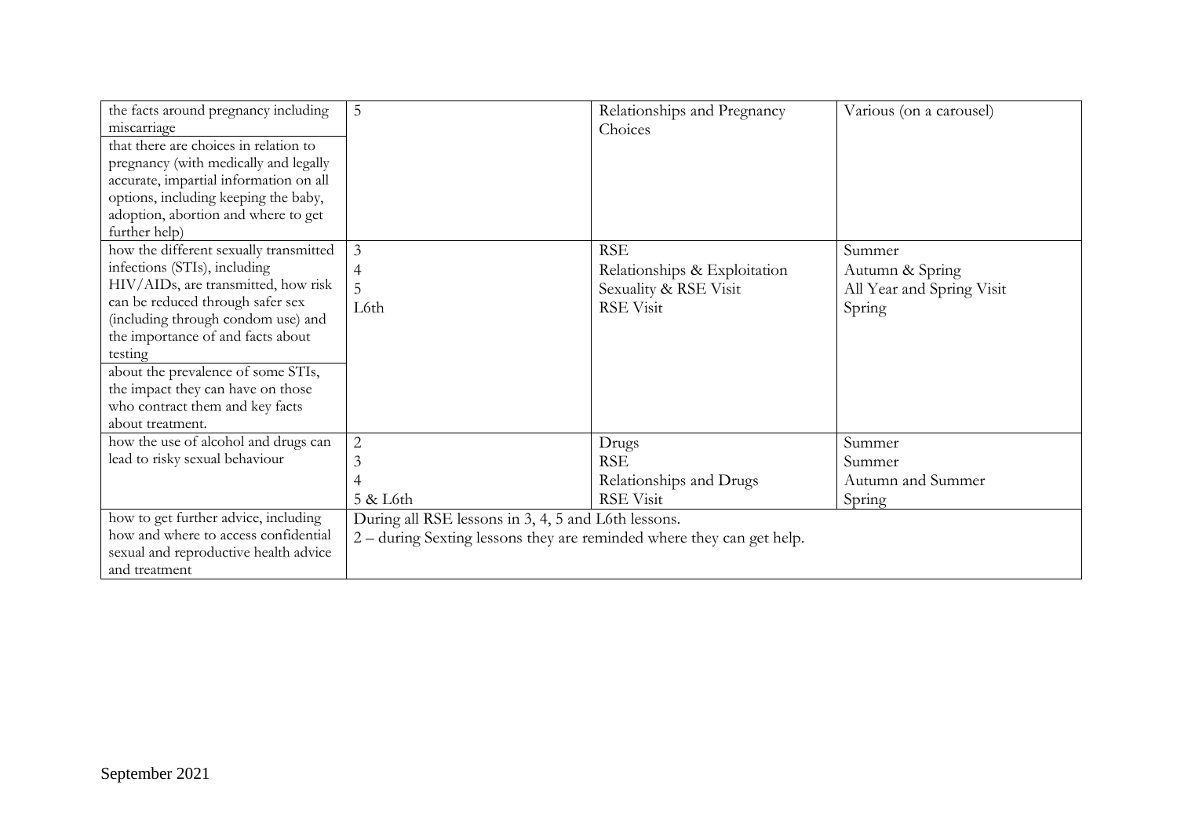| | | | |
|---|---|---|---|
| the facts around pregnancy including miscarriage<br>that there are choices in relation to pregnancy (with medically and legally accurate, impartial information on all options, including keeping the baby, adoption, abortion and where to get further help) | 5 | Relationships and Pregnancy Choices | Various (on a carousel) |
| how the different sexually transmitted infections (STIs), including HIV/AIDs, are transmitted, how risk can be reduced through safer sex (including through condom use) and the importance of and facts about testing<br>about the prevalence of some STIs, the impact they can have on those who contract them and key facts about treatment. | 3<br>4<br>5<br>L6th | RSE<br>Relationships & Exploitation<br>Sexuality & RSE Visit<br>RSE Visit | Summer<br>Autumn & Spring<br>All Year and Spring Visit<br>Spring |
| how the use of alcohol and drugs can lead to risky sexual behaviour | 2<br>3<br>4<br>5 & L6th | Drugs<br>RSE<br>Relationships and Drugs<br>RSE Visit | Summer<br>Summer<br>Autumn and Summer<br>Spring |
| how to get further advice, including how and where to access confidential sexual and reproductive health advice and treatment | During all RSE lessons in 3, 4, 5 and L6th lessons.<br>2 – during Sexting lessons they are reminded where they can get help. | | |

September 2021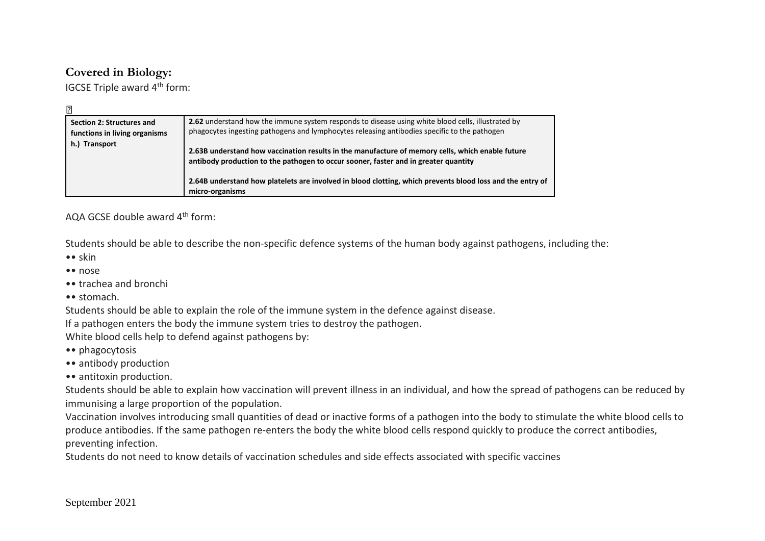## Covered in Biology:

IGCSE Triple award 4th form:

| Section 2: Structures and functions in living organisms h.) Transport | **2.62** understand how the immune system responds to disease using white blood cells, illustrated by phagocytes ingesting pathogens and lymphocytes releasing antibodies specific to the pathogen<br><br>**2.63B understand how vaccination results in the manufacture of memory cells, which enable future antibody production to the pathogen to occur sooner, faster and in greater quantity**<br><br>**2.64B understand how platelets are involved in blood clotting, which prevents blood loss and the entry of micro-organisms** |
|---|---|

AQA GCSE double award 4th form:

Students should be able to describe the non-specific defence systems of the human body against pathogens, including the:

- skin
- nose
- trachea and bronchi
- stomach.

Students should be able to explain the role of the immune system in the defence against disease.

If a pathogen enters the body the immune system tries to destroy the pathogen.

White blood cells help to defend against pathogens by:

- phagocytosis
- antibody production
- antitoxin production.

Students should be able to explain how vaccination will prevent illness in an individual, and how the spread of pathogens can be reduced by immunising a large proportion of the population.

Vaccination involves introducing small quantities of dead or inactive forms of a pathogen into the body to stimulate the white blood cells to produce antibodies. If the same pathogen re-enters the body the white blood cells respond quickly to produce the correct antibodies, preventing infection.

Students do not need to know details of vaccination schedules and side effects associated with specific vaccines

September 2021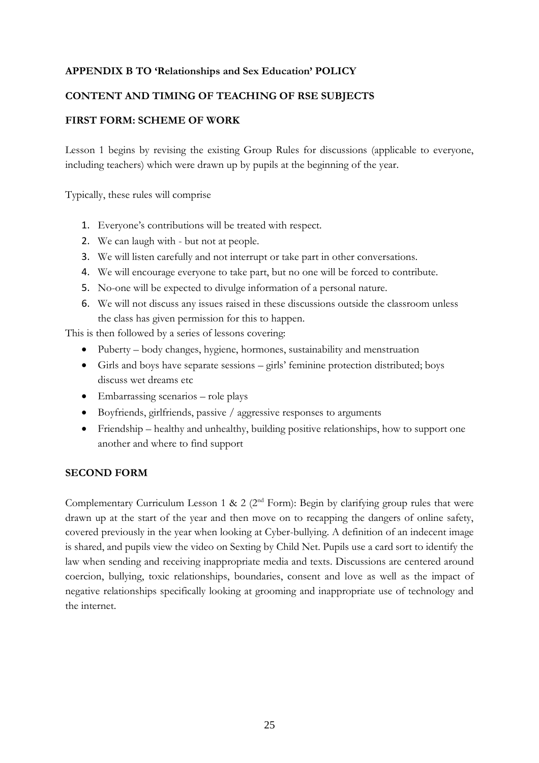**APPENDIX B TO 'Relationships and Sex Education' POLICY**

**CONTENT AND TIMING OF TEACHING OF RSE SUBJECTS**

**FIRST FORM: SCHEME OF WORK**

Lesson 1 begins by revising the existing Group Rules for discussions (applicable to everyone, including teachers) which were drawn up by pupils at the beginning of the year.

Typically, these rules will comprise

1. Everyone's contributions will be treated with respect.
2. We can laugh with - but not at people.
3. We will listen carefully and not interrupt or take part in other conversations.
4. We will encourage everyone to take part, but no one will be forced to contribute.
5. No-one will be expected to divulge information of a personal nature.
6. We will not discuss any issues raised in these discussions outside the classroom unless the class has given permission for this to happen.

This is then followed by a series of lessons covering:

- Puberty – body changes, hygiene, hormones, sustainability and menstruation
- Girls and boys have separate sessions – girls' feminine protection distributed; boys discuss wet dreams etc
- Embarrassing scenarios – role plays
- Boyfriends, girlfriends, passive / aggressive responses to arguments
- Friendship – healthy and unhealthy, building positive relationships, how to support one another and where to find support

**SECOND FORM**

Complementary Curriculum Lesson 1 & 2 (2nd Form): Begin by clarifying group rules that were drawn up at the start of the year and then move on to recapping the dangers of online safety, covered previously in the year when looking at Cyber-bullying. A definition of an indecent image is shared, and pupils view the video on Sexting by Child Net. Pupils use a card sort to identify the law when sending and receiving inappropriate media and texts. Discussions are centered around coercion, bullying, toxic relationships, boundaries, consent and love as well as the impact of negative relationships specifically looking at grooming and inappropriate use of technology and the internet.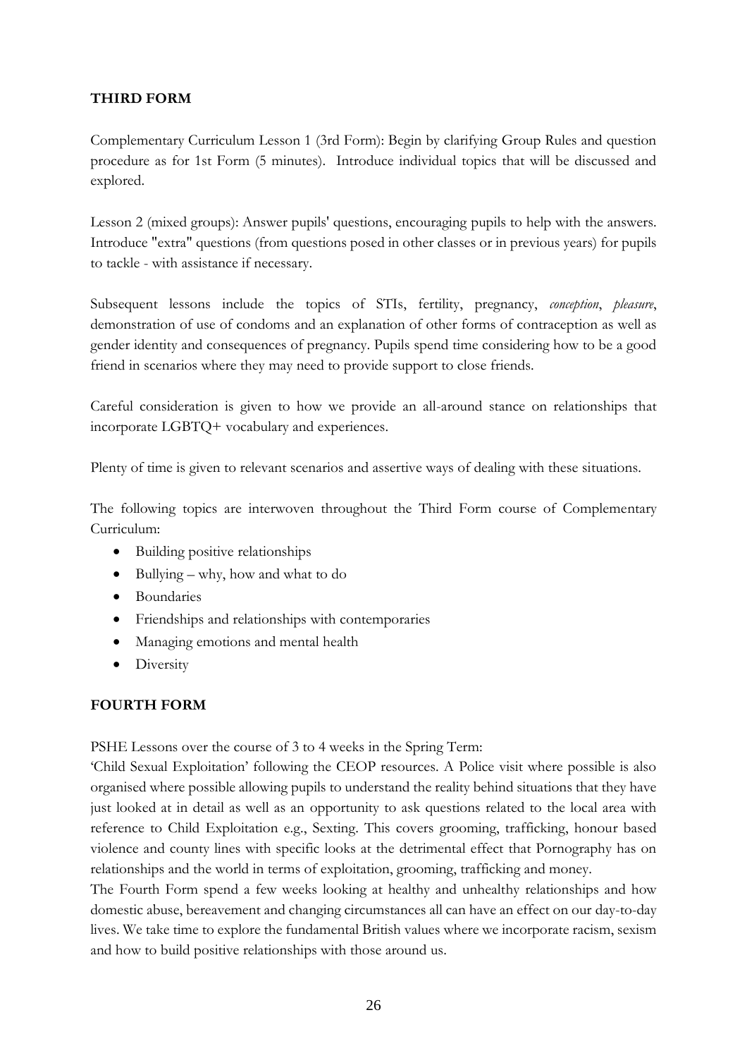**THIRD FORM**

Complementary Curriculum Lesson 1 (3rd Form): Begin by clarifying Group Rules and question procedure as for 1st Form (5 minutes). Introduce individual topics that will be discussed and explored.

Lesson 2 (mixed groups): Answer pupils' questions, encouraging pupils to help with the answers. Introduce "extra" questions (from questions posed in other classes or in previous years) for pupils to tackle - with assistance if necessary.

Subsequent lessons include the topics of STIs, fertility, pregnancy, *conception*, *pleasure*, demonstration of use of condoms and an explanation of other forms of contraception as well as gender identity and consequences of pregnancy. Pupils spend time considering how to be a good friend in scenarios where they may need to provide support to close friends.

Careful consideration is given to how we provide an all-around stance on relationships that incorporate LGBTQ+ vocabulary and experiences.

Plenty of time is given to relevant scenarios and assertive ways of dealing with these situations.

The following topics are interwoven throughout the Third Form course of Complementary Curriculum:

- Building positive relationships
- Bullying – why, how and what to do
- Boundaries
- Friendships and relationships with contemporaries
- Managing emotions and mental health
- Diversity

**FOURTH FORM**

PSHE Lessons over the course of 3 to 4 weeks in the Spring Term:
'Child Sexual Exploitation' following the CEOP resources. A Police visit where possible is also organised where possible allowing pupils to understand the reality behind situations that they have just looked at in detail as well as an opportunity to ask questions related to the local area with reference to Child Exploitation e.g., Sexting. This covers grooming, trafficking, honour based violence and county lines with specific looks at the detrimental effect that Pornography has on relationships and the world in terms of exploitation, grooming, trafficking and money.
The Fourth Form spend a few weeks looking at healthy and unhealthy relationships and how domestic abuse, bereavement and changing circumstances all can have an effect on our day-to-day lives. We take time to explore the fundamental British values where we incorporate racism, sexism and how to build positive relationships with those around us.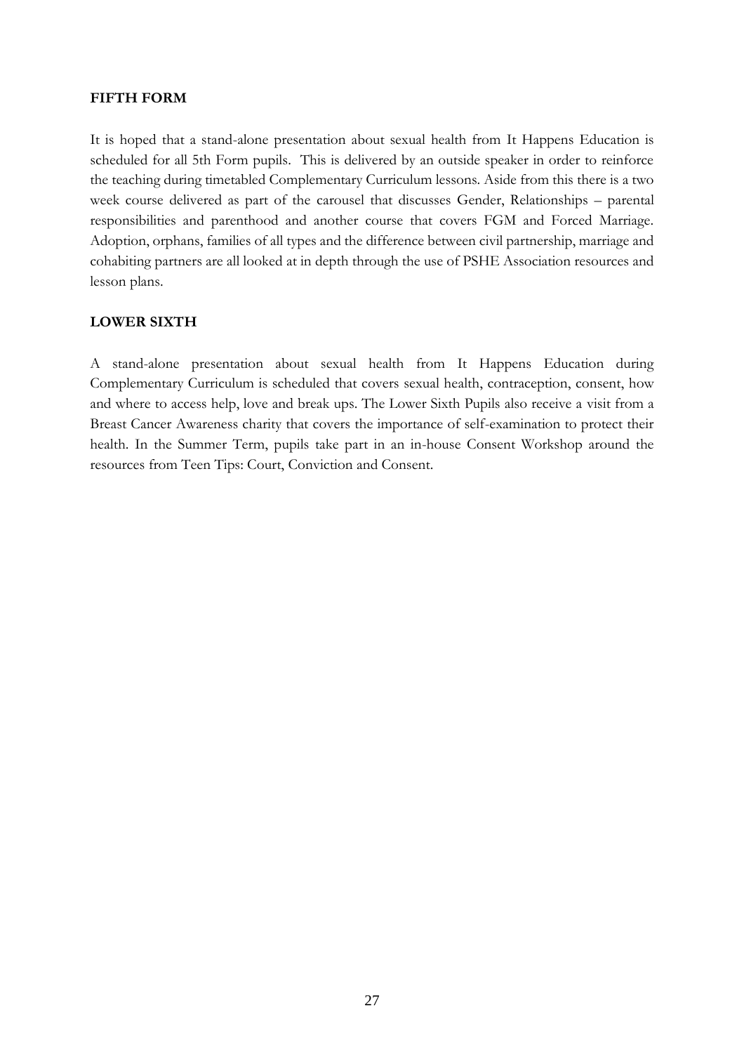### FIFTH FORM

It is hoped that a stand-alone presentation about sexual health from It Happens Education is scheduled for all 5th Form pupils.  This is delivered by an outside speaker in order to reinforce the teaching during timetabled Complementary Curriculum lessons. Aside from this there is a two week course delivered as part of the carousel that discusses Gender, Relationships – parental responsibilities and parenthood and another course that covers FGM and Forced Marriage. Adoption, orphans, families of all types and the difference between civil partnership, marriage and cohabiting partners are all looked at in depth through the use of PSHE Association resources and lesson plans.

### LOWER SIXTH

A stand-alone presentation about sexual health from It Happens Education during Complementary Curriculum is scheduled that covers sexual health, contraception, consent, how and where to access help, love and break ups. The Lower Sixth Pupils also receive a visit from a Breast Cancer Awareness charity that covers the importance of self-examination to protect their health. In the Summer Term, pupils take part in an in-house Consent Workshop around the resources from Teen Tips: Court, Conviction and Consent.